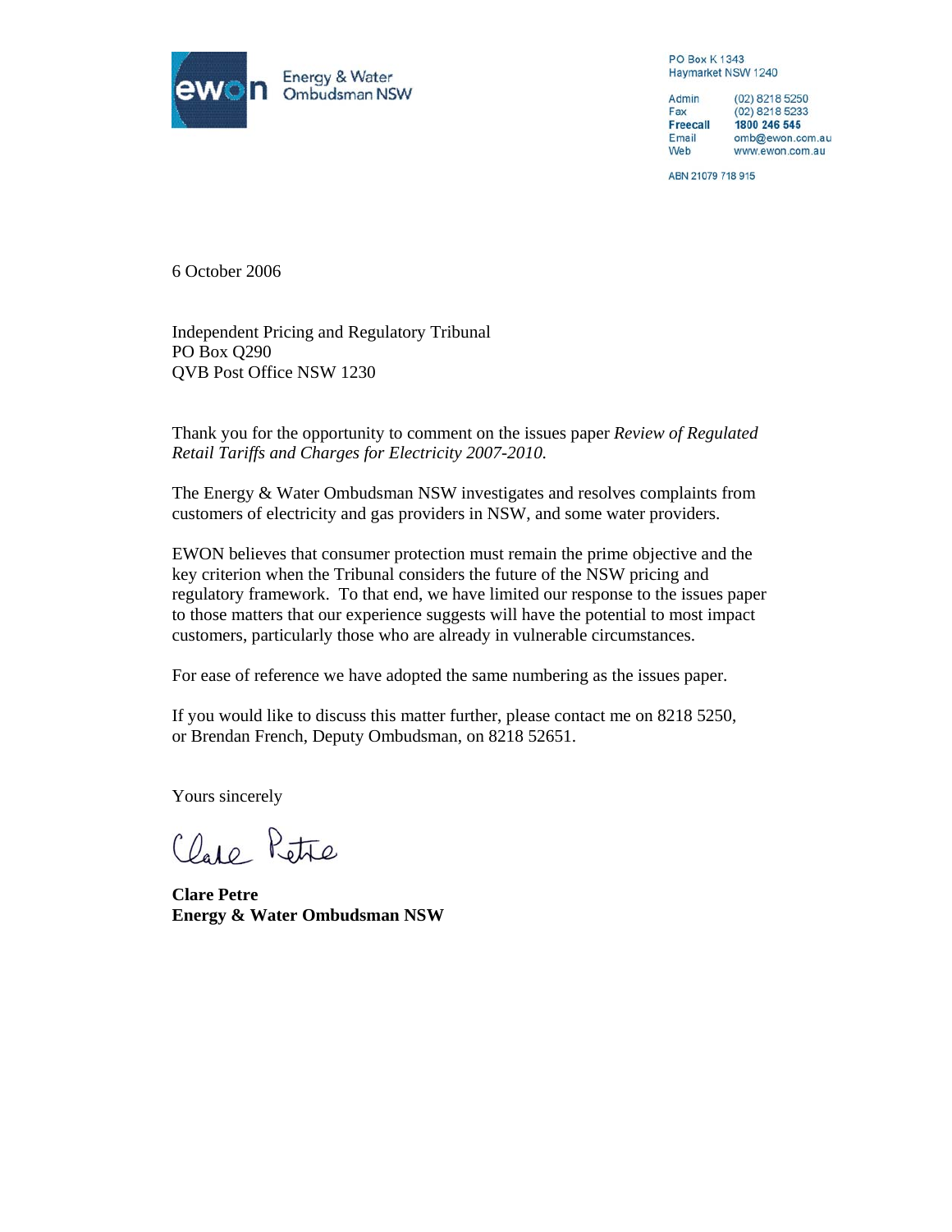ewon Energy & Water Ombudsman NSW

PO Box K 1343
Haymarket NSW 1240

Admin (02) 8218 5250
Fax (02) 8218 5233
**Freecall** **1800 246 545**
Email omb@ewon.com.au
Web www.ewon.com.au

ABN 21079 718 915

6 October 2006

Independent Pricing and Regulatory Tribunal
PO Box Q290
QVB Post Office NSW 1230

Thank you for the opportunity to comment on the issues paper *Review of Regulated Retail Tariffs and Charges for Electricity 2007-2010.*

The Energy & Water Ombudsman NSW investigates and resolves complaints from customers of electricity and gas providers in NSW, and some water providers.

EWON believes that consumer protection must remain the prime objective and the key criterion when the Tribunal considers the future of the NSW pricing and regulatory framework. To that end, we have limited our response to the issues paper to those matters that our experience suggests will have the potential to most impact customers, particularly those who are already in vulnerable circumstances.

For ease of reference we have adopted the same numbering as the issues paper.

If you would like to discuss this matter further, please contact me on 8218 5250, or Brendan French, Deputy Ombudsman, on 8218 52651.

Yours sincerely

Clare Petre

**Clare Petre**
**Energy & Water Ombudsman NSW**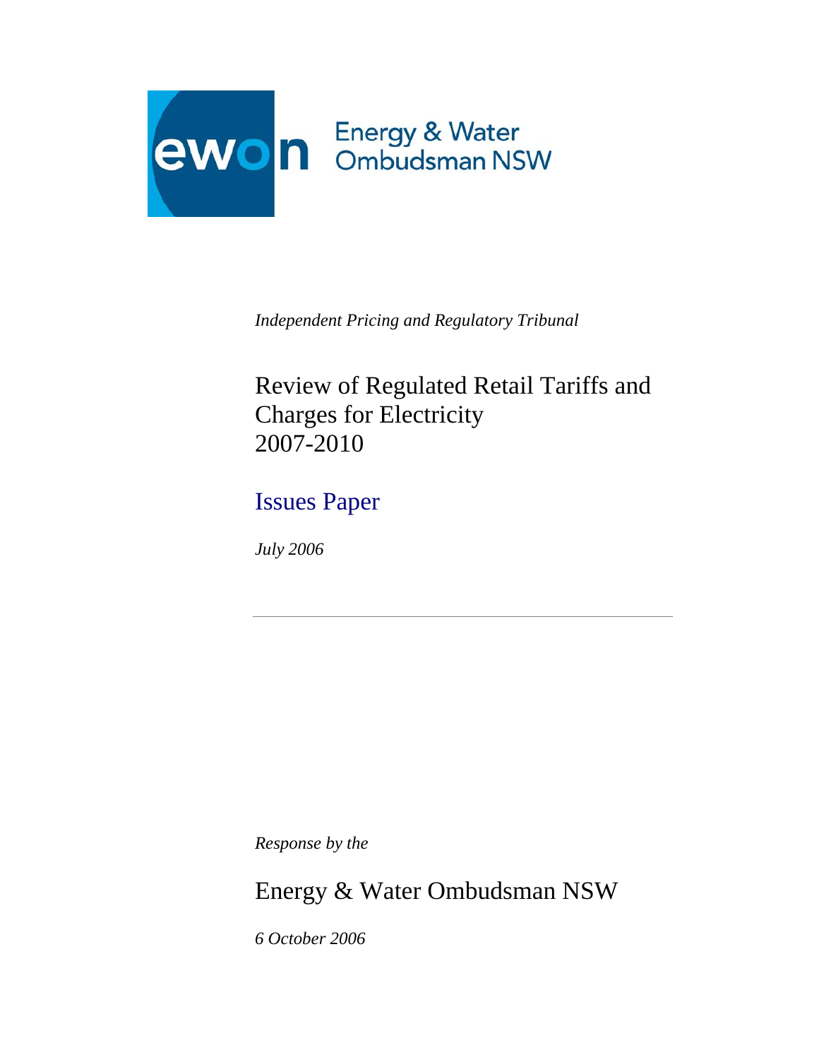Energy & Water Ombudsman NSW

*Independent Pricing and Regulatory Tribunal*

# Review of Regulated Retail Tariffs and Charges for Electricity 2007-2010

## Issues Paper

*July 2006*

---

*Response by the*

## Energy & Water Ombudsman NSW

*6 October 2006*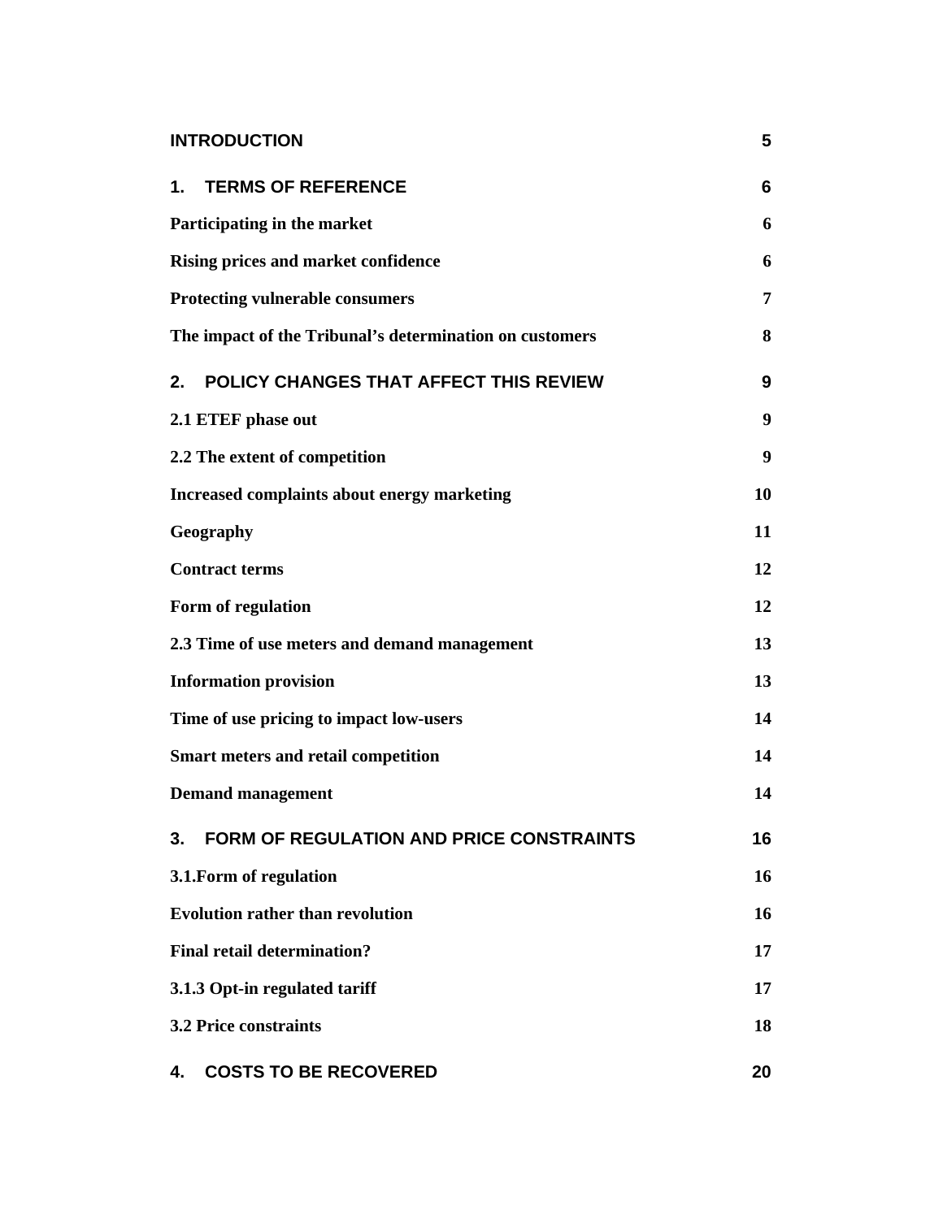| | |
|---|---|
| **INTRODUCTION** | **5** |
| **1. TERMS OF REFERENCE** | **6** |
| **Participating in the market** | **6** |
| **Rising prices and market confidence** | **6** |
| **Protecting vulnerable consumers** | **7** |
| **The impact of the Tribunal's determination on customers** | **8** |
| **2. POLICY CHANGES THAT AFFECT THIS REVIEW** | **9** |
| **2.1 ETEF phase out** | **9** |
| **2.2 The extent of competition** | **9** |
| **Increased complaints about energy marketing** | **10** |
| **Geography** | **11** |
| **Contract terms** | **12** |
| **Form of regulation** | **12** |
| **2.3 Time of use meters and demand management** | **13** |
| **Information provision** | **13** |
| **Time of use pricing to impact low-users** | **14** |
| **Smart meters and retail competition** | **14** |
| **Demand management** | **14** |
| **3. FORM OF REGULATION AND PRICE CONSTRAINTS** | **16** |
| **3.1.Form of regulation** | **16** |
| **Evolution rather than revolution** | **16** |
| **Final retail determination?** | **17** |
| **3.1.3 Opt-in regulated tariff** | **17** |
| **3.2 Price constraints** | **18** |
| **4. COSTS TO BE RECOVERED** | **20** |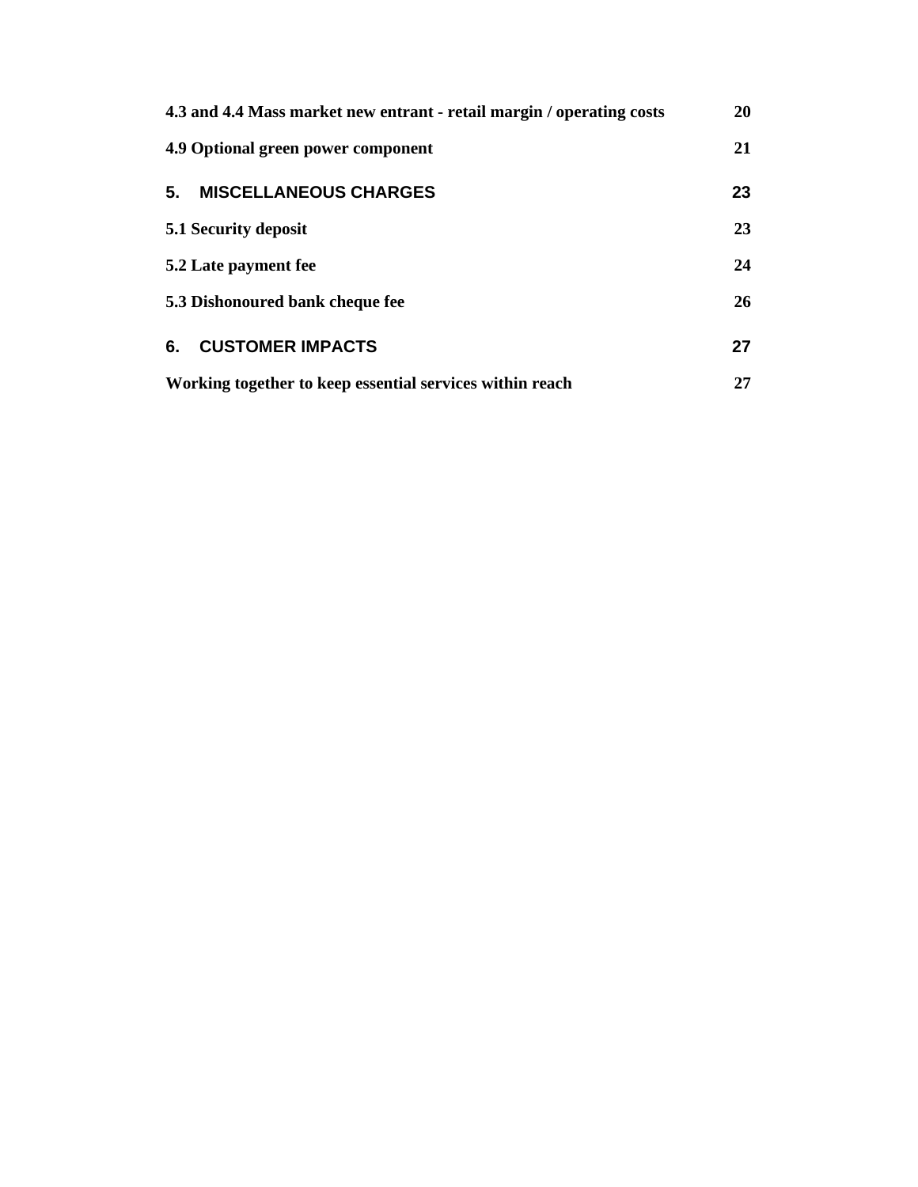**4.3 and 4.4 Mass market new entrant - retail margin / operating costs** 20

**4.9 Optional green power component** 21

**5. MISCELLANEOUS CHARGES** 23

**5.1 Security deposit** 23

**5.2 Late payment fee** 24

**5.3 Dishonoured bank cheque fee** 26

**6. CUSTOMER IMPACTS** 27

**Working together to keep essential services within reach** 27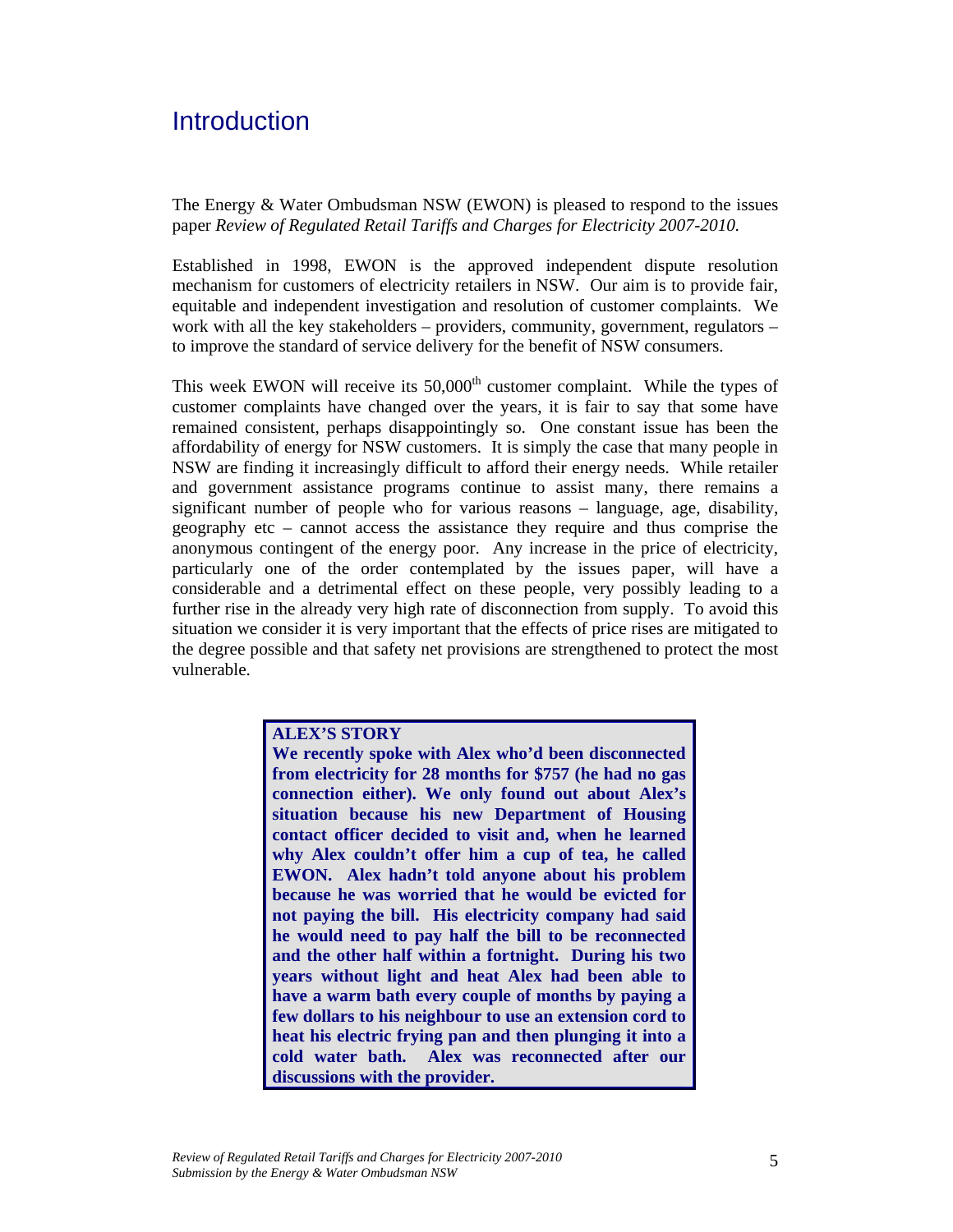# Introduction

The Energy & Water Ombudsman NSW (EWON) is pleased to respond to the issues paper *Review of Regulated Retail Tariffs and Charges for Electricity 2007-2010.*

Established in 1998, EWON is the approved independent dispute resolution mechanism for customers of electricity retailers in NSW. Our aim is to provide fair, equitable and independent investigation and resolution of customer complaints. We work with all the key stakeholders – providers, community, government, regulators – to improve the standard of service delivery for the benefit of NSW consumers.

This week EWON will receive its 50,000th customer complaint. While the types of customer complaints have changed over the years, it is fair to say that some have remained consistent, perhaps disappointingly so. One constant issue has been the affordability of energy for NSW customers. It is simply the case that many people in NSW are finding it increasingly difficult to afford their energy needs. While retailer and government assistance programs continue to assist many, there remains a significant number of people who for various reasons – language, age, disability, geography etc – cannot access the assistance they require and thus comprise the anonymous contingent of the energy poor. Any increase in the price of electricity, particularly one of the order contemplated by the issues paper, will have a considerable and a detrimental effect on these people, very possibly leading to a further rise in the already very high rate of disconnection from supply. To avoid this situation we consider it is very important that the effects of price rises are mitigated to the degree possible and that safety net provisions are strengthened to protect the most vulnerable.

> **ALEX'S STORY**
>
> **We recently spoke with Alex who'd been disconnected from electricity for 28 months for $757 (he had no gas connection either). We only found out about Alex's situation because his new Department of Housing contact officer decided to visit and, when he learned why Alex couldn't offer him a cup of tea, he called EWON. Alex hadn't told anyone about his problem because he was worried that he would be evicted for not paying the bill. His electricity company had said he would need to pay half the bill to be reconnected and the other half within a fortnight. During his two years without light and heat Alex had been able to have a warm bath every couple of months by paying a few dollars to his neighbour to use an extension cord to heat his electric frying pan and then plunging it into a cold water bath. Alex was reconnected after our discussions with the provider.**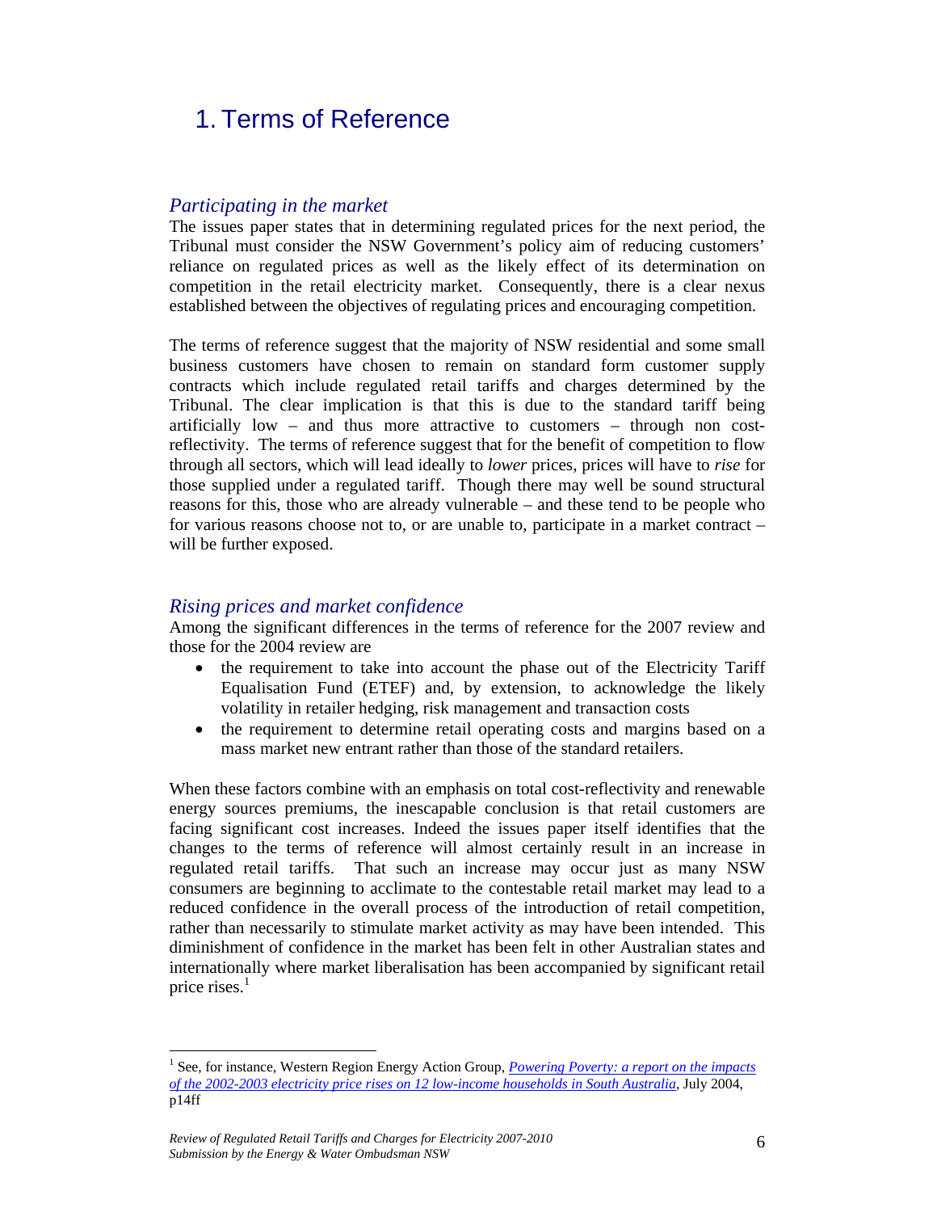# 1. Terms of Reference

### *Participating in the market*

The issues paper states that in determining regulated prices for the next period, the Tribunal must consider the NSW Government's policy aim of reducing customers' reliance on regulated prices as well as the likely effect of its determination on competition in the retail electricity market. Consequently, there is a clear nexus established between the objectives of regulating prices and encouraging competition.

The terms of reference suggest that the majority of NSW residential and some small business customers have chosen to remain on standard form customer supply contracts which include regulated retail tariffs and charges determined by the Tribunal. The clear implication is that this is due to the standard tariff being artificially low – and thus more attractive to customers – through non cost-reflectivity. The terms of reference suggest that for the benefit of competition to flow through all sectors, which will lead ideally to *lower* prices, prices will have to *rise* for those supplied under a regulated tariff. Though there may well be sound structural reasons for this, those who are already vulnerable – and these tend to be people who for various reasons choose not to, or are unable to, participate in a market contract – will be further exposed.

### *Rising prices and market confidence*

Among the significant differences in the terms of reference for the 2007 review and those for the 2004 review are

- the requirement to take into account the phase out of the Electricity Tariff Equalisation Fund (ETEF) and, by extension, to acknowledge the likely volatility in retailer hedging, risk management and transaction costs
- the requirement to determine retail operating costs and margins based on a mass market new entrant rather than those of the standard retailers.

When these factors combine with an emphasis on total cost-reflectivity and renewable energy sources premiums, the inescapable conclusion is that retail customers are facing significant cost increases. Indeed the issues paper itself identifies that the changes to the terms of reference will almost certainly result in an increase in regulated retail tariffs. That such an increase may occur just as many NSW consumers are beginning to acclimate to the contestable retail market may lead to a reduced confidence in the overall process of the introduction of retail competition, rather than necessarily to stimulate market activity as may have been intended. This diminishment of confidence in the market has been felt in other Australian states and internationally where market liberalisation has been accompanied by significant retail price rises.[1]

---

[1] See, for instance, Western Region Energy Action Group, *Powering Poverty: a report on the impacts of the 2002-2003 electricity price rises on 12 low-income households in South Australia*, July 2004, p14ff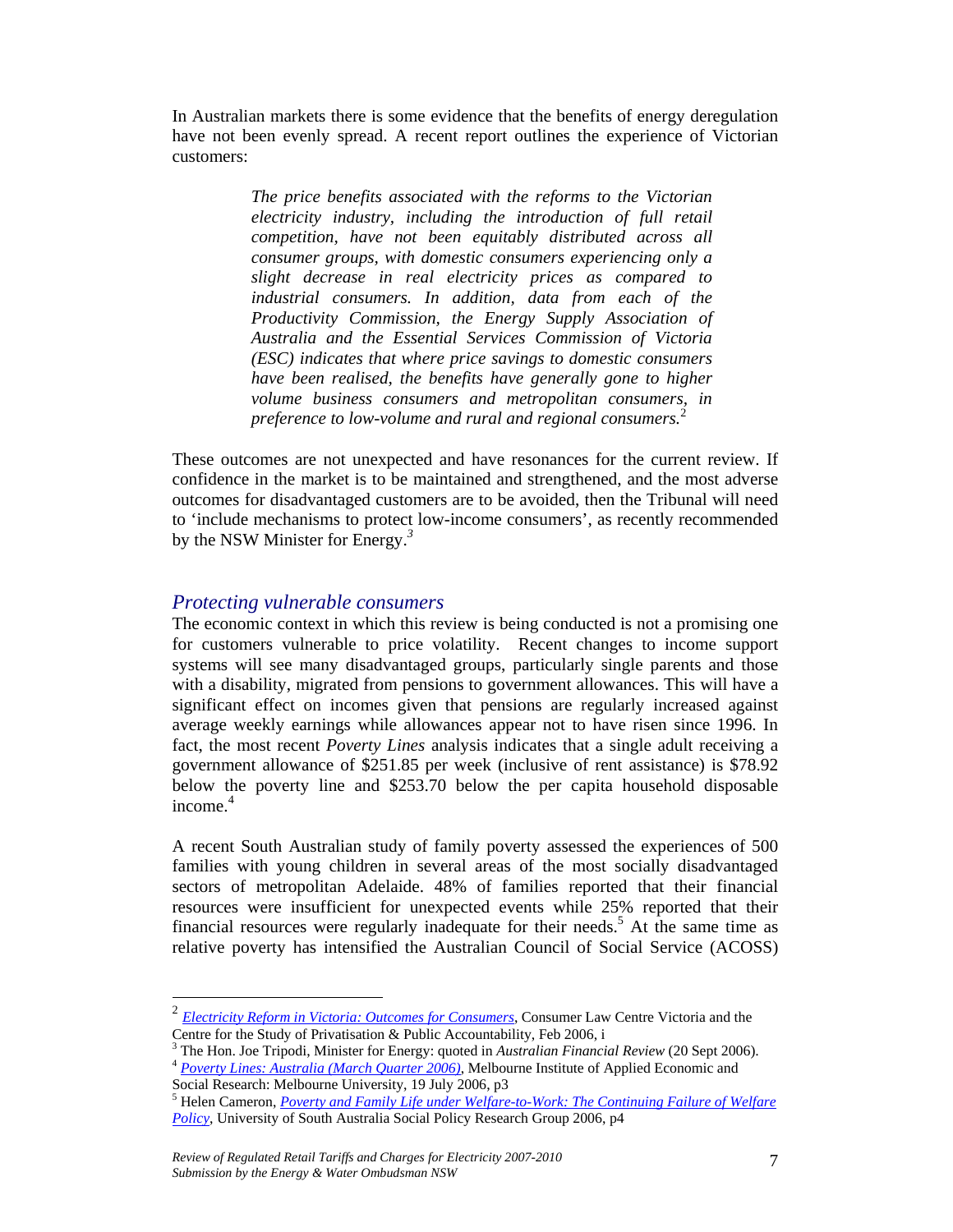In Australian markets there is some evidence that the benefits of energy deregulation have not been evenly spread. A recent report outlines the experience of Victorian customers:

> *The price benefits associated with the reforms to the Victorian electricity industry, including the introduction of full retail competition, have not been equitably distributed across all consumer groups, with domestic consumers experiencing only a slight decrease in real electricity prices as compared to industrial consumers. In addition, data from each of the Productivity Commission, the Energy Supply Association of Australia and the Essential Services Commission of Victoria (ESC) indicates that where price savings to domestic consumers have been realised, the benefits have generally gone to higher volume business consumers and metropolitan consumers, in preference to low-volume and rural and regional consumers.*[2]

These outcomes are not unexpected and have resonances for the current review. If confidence in the market is to be maintained and strengthened, and the most adverse outcomes for disadvantaged customers are to be avoided, then the Tribunal will need to 'include mechanisms to protect low-income consumers', as recently recommended by the NSW Minister for Energy.[3]

## Protecting vulnerable consumers

The economic context in which this review is being conducted is not a promising one for customers vulnerable to price volatility. Recent changes to income support systems will see many disadvantaged groups, particularly single parents and those with a disability, migrated from pensions to government allowances. This will have a significant effect on incomes given that pensions are regularly increased against average weekly earnings while allowances appear not to have risen since 1996. In fact, the most recent *Poverty Lines* analysis indicates that a single adult receiving a government allowance of $251.85 per week (inclusive of rent assistance) is $78.92 below the poverty line and $253.70 below the per capita household disposable income.[4]

A recent South Australian study of family poverty assessed the experiences of 500 families with young children in several areas of the most socially disadvantaged sectors of metropolitan Adelaide. 48% of families reported that their financial resources were insufficient for unexpected events while 25% reported that their financial resources were regularly inadequate for their needs.[5] At the same time as relative poverty has intensified the Australian Council of Social Service (ACOSS)

---

[2] *Electricity Reform in Victoria: Outcomes for Consumers*, Consumer Law Centre Victoria and the Centre for the Study of Privatisation & Public Accountability, Feb 2006, i

[3] The Hon. Joe Tripodi, Minister for Energy: quoted in *Australian Financial Review* (20 Sept 2006).

[4] *Poverty Lines: Australia (March Quarter 2006)*, Melbourne Institute of Applied Economic and Social Research: Melbourne University, 19 July 2006, p3

[5] Helen Cameron, *Poverty and Family Life under Welfare-to-Work: The Continuing Failure of Welfare Policy*, University of South Australia Social Policy Research Group 2006, p4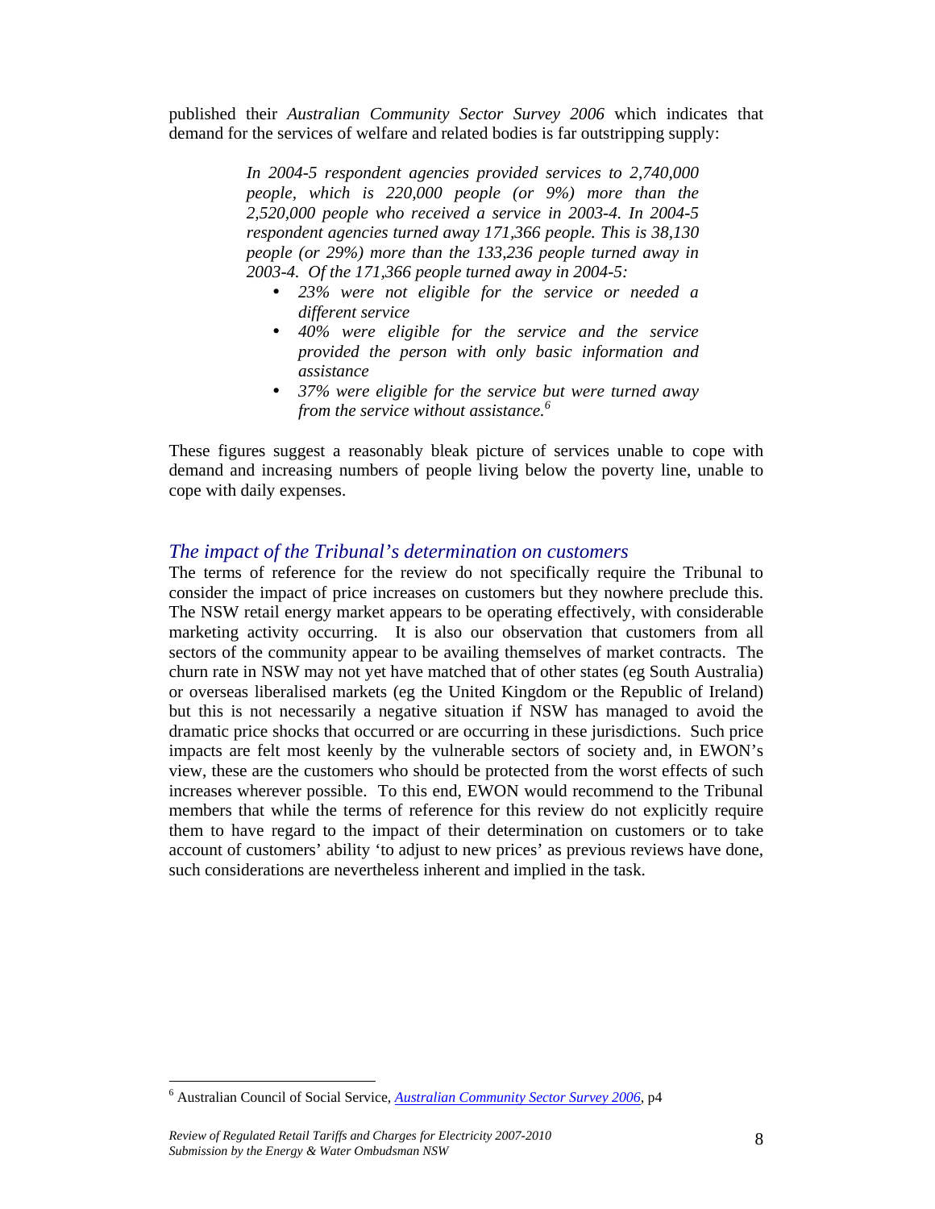published their *Australian Community Sector Survey 2006* which indicates that demand for the services of welfare and related bodies is far outstripping supply:

> *In 2004-5 respondent agencies provided services to 2,740,000 people, which is 220,000 people (or 9%) more than the 2,520,000 people who received a service in 2003-4. In 2004-5 respondent agencies turned away 171,366 people. This is 38,130 people (or 29%) more than the 133,236 people turned away in 2003-4. Of the 171,366 people turned away in 2004-5:*
>
> - *23% were not eligible for the service or needed a different service*
> - *40% were eligible for the service and the service provided the person with only basic information and assistance*
> - *37% were eligible for the service but were turned away from the service without assistance.*[6]

These figures suggest a reasonably bleak picture of services unable to cope with demand and increasing numbers of people living below the poverty line, unable to cope with daily expenses.

## *The impact of the Tribunal's determination on customers*

The terms of reference for the review do not specifically require the Tribunal to consider the impact of price increases on customers but they nowhere preclude this. The NSW retail energy market appears to be operating effectively, with considerable marketing activity occurring. It is also our observation that customers from all sectors of the community appear to be availing themselves of market contracts. The churn rate in NSW may not yet have matched that of other states (eg South Australia) or overseas liberalised markets (eg the United Kingdom or the Republic of Ireland) but this is not necessarily a negative situation if NSW has managed to avoid the dramatic price shocks that occurred or are occurring in these jurisdictions. Such price impacts are felt most keenly by the vulnerable sectors of society and, in EWON's view, these are the customers who should be protected from the worst effects of such increases wherever possible. To this end, EWON would recommend to the Tribunal members that while the terms of reference for this review do not explicitly require them to have regard to the impact of their determination on customers or to take account of customers' ability 'to adjust to new prices' as previous reviews have done, such considerations are nevertheless inherent and implied in the task.

---

[6] Australian Council of Social Service, *Australian Community Sector Survey 2006*, p4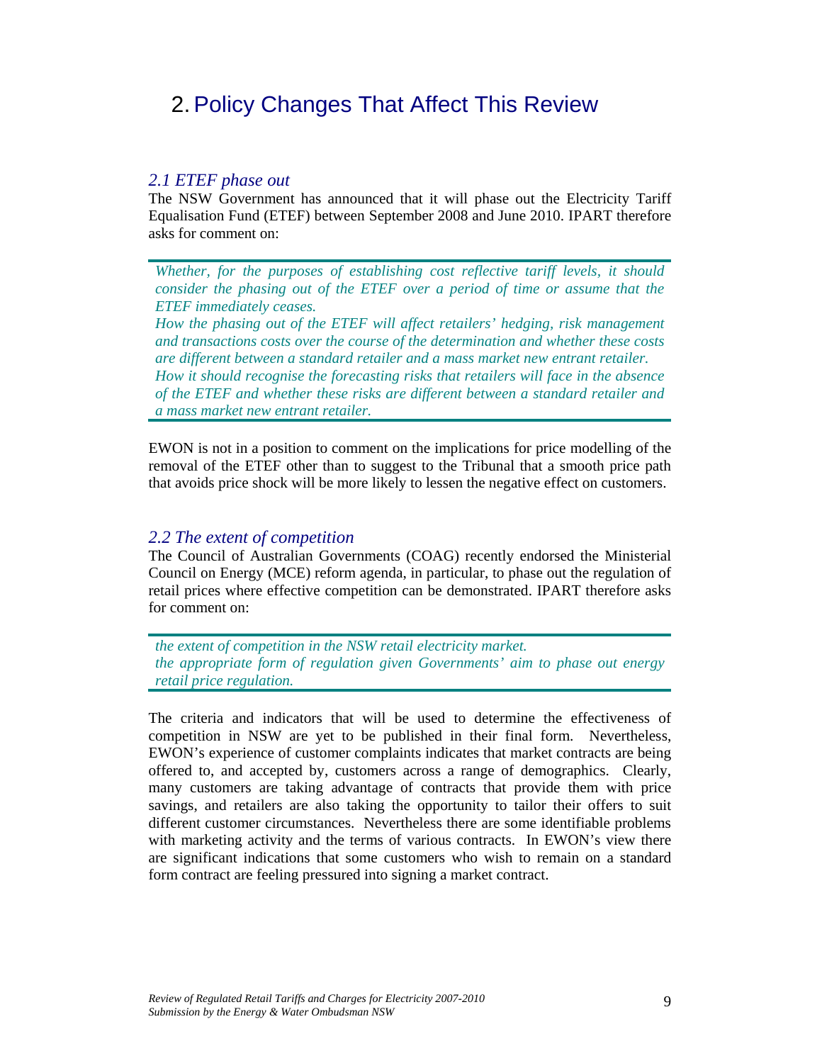# 2. Policy Changes That Affect This Review

## *2.1 ETEF phase out*

The NSW Government has announced that it will phase out the Electricity Tariff Equalisation Fund (ETEF) between September 2008 and June 2010. IPART therefore asks for comment on:

> *Whether, for the purposes of establishing cost reflective tariff levels, it should consider the phasing out of the ETEF over a period of time or assume that the ETEF immediately ceases.*
> *How the phasing out of the ETEF will affect retailers' hedging, risk management and transactions costs over the course of the determination and whether these costs are different between a standard retailer and a mass market new entrant retailer.*
> *How it should recognise the forecasting risks that retailers will face in the absence of the ETEF and whether these risks are different between a standard retailer and a mass market new entrant retailer.*

EWON is not in a position to comment on the implications for price modelling of the removal of the ETEF other than to suggest to the Tribunal that a smooth price path that avoids price shock will be more likely to lessen the negative effect on customers.

## *2.2 The extent of competition*

The Council of Australian Governments (COAG) recently endorsed the Ministerial Council on Energy (MCE) reform agenda, in particular, to phase out the regulation of retail prices where effective competition can be demonstrated. IPART therefore asks for comment on:

> *the extent of competition in the NSW retail electricity market.*
> *the appropriate form of regulation given Governments' aim to phase out energy retail price regulation.*

The criteria and indicators that will be used to determine the effectiveness of competition in NSW are yet to be published in their final form. Nevertheless, EWON's experience of customer complaints indicates that market contracts are being offered to, and accepted by, customers across a range of demographics. Clearly, many customers are taking advantage of contracts that provide them with price savings, and retailers are also taking the opportunity to tailor their offers to suit different customer circumstances. Nevertheless there are some identifiable problems with marketing activity and the terms of various contracts. In EWON's view there are significant indications that some customers who wish to remain on a standard form contract are feeling pressured into signing a market contract.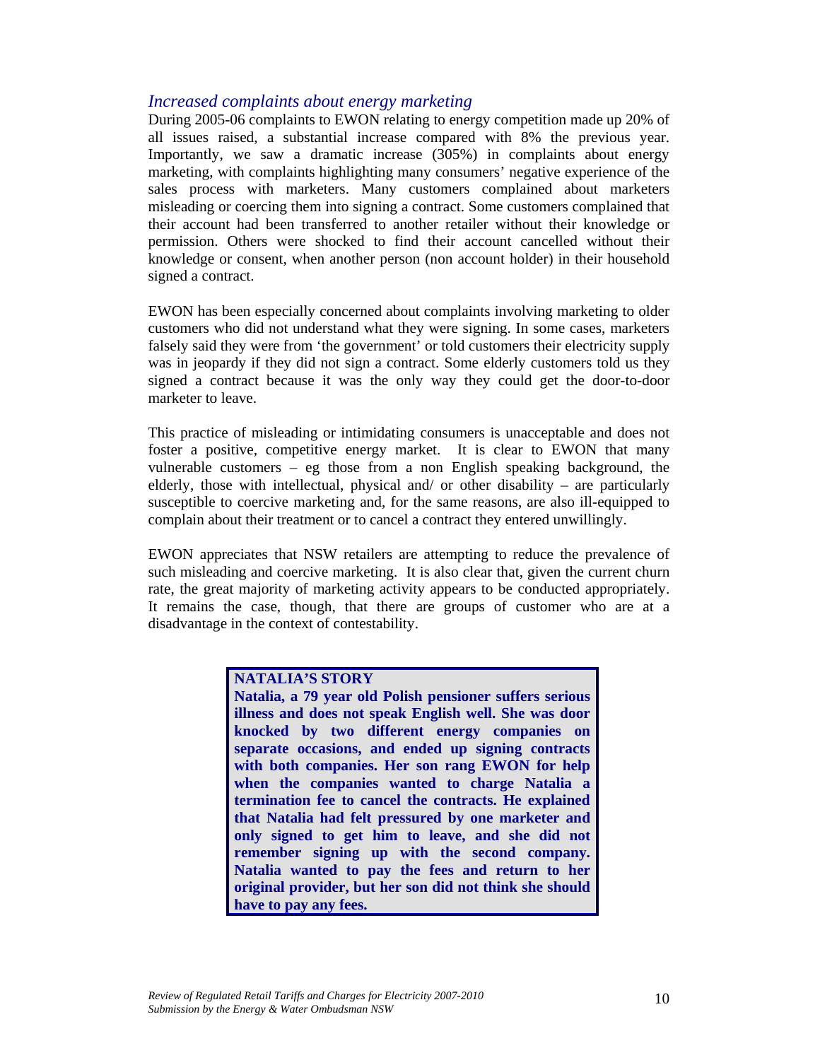### *Increased complaints about energy marketing*

During 2005-06 complaints to EWON relating to energy competition made up 20% of all issues raised, a substantial increase compared with 8% the previous year. Importantly, we saw a dramatic increase (305%) in complaints about energy marketing, with complaints highlighting many consumers' negative experience of the sales process with marketers. Many customers complained about marketers misleading or coercing them into signing a contract. Some customers complained that their account had been transferred to another retailer without their knowledge or permission. Others were shocked to find their account cancelled without their knowledge or consent, when another person (non account holder) in their household signed a contract.

EWON has been especially concerned about complaints involving marketing to older customers who did not understand what they were signing. In some cases, marketers falsely said they were from 'the government' or told customers their electricity supply was in jeopardy if they did not sign a contract. Some elderly customers told us they signed a contract because it was the only way they could get the door-to-door marketer to leave.

This practice of misleading or intimidating consumers is unacceptable and does not foster a positive, competitive energy market. It is clear to EWON that many vulnerable customers – eg those from a non English speaking background, the elderly, those with intellectual, physical and/ or other disability – are particularly susceptible to coercive marketing and, for the same reasons, are also ill-equipped to complain about their treatment or to cancel a contract they entered unwillingly.

EWON appreciates that NSW retailers are attempting to reduce the prevalence of such misleading and coercive marketing. It is also clear that, given the current churn rate, the great majority of marketing activity appears to be conducted appropriately. It remains the case, though, that there are groups of customer who are at a disadvantage in the context of contestability.

> **NATALIA'S STORY**
>
> **Natalia, a 79 year old Polish pensioner suffers serious illness and does not speak English well. She was door knocked by two different energy companies on separate occasions, and ended up signing contracts with both companies. Her son rang EWON for help when the companies wanted to charge Natalia a termination fee to cancel the contracts. He explained that Natalia had felt pressured by one marketer and only signed to get him to leave, and she did not remember signing up with the second company. Natalia wanted to pay the fees and return to her original provider, but her son did not think she should have to pay any fees.**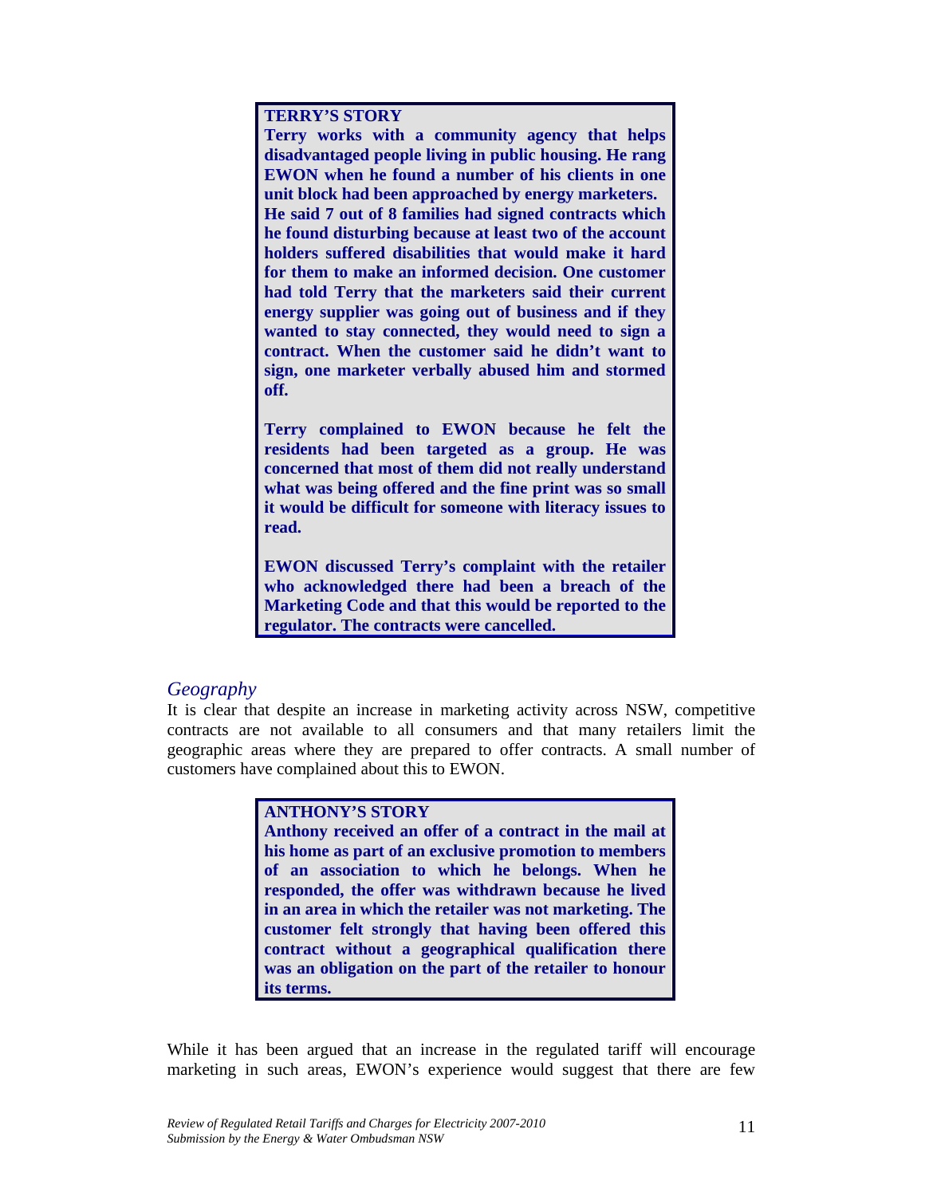**TERRY'S STORY**

**Terry works with a community agency that helps disadvantaged people living in public housing. He rang EWON when he found a number of his clients in one unit block had been approached by energy marketers. He said 7 out of 8 families had signed contracts which he found disturbing because at least two of the account holders suffered disabilities that would make it hard for them to make an informed decision. One customer had told Terry that the marketers said their current energy supplier was going out of business and if they wanted to stay connected, they would need to sign a contract. When the customer said he didn't want to sign, one marketer verbally abused him and stormed off.**

**Terry complained to EWON because he felt the residents had been targeted as a group. He was concerned that most of them did not really understand what was being offered and the fine print was so small it would be difficult for someone with literacy issues to read.**

**EWON discussed Terry's complaint with the retailer who acknowledged there had been a breach of the Marketing Code and that this would be reported to the regulator. The contracts were cancelled.**

### *Geography*

It is clear that despite an increase in marketing activity across NSW, competitive contracts are not available to all consumers and that many retailers limit the geographic areas where they are prepared to offer contracts. A small number of customers have complained about this to EWON.

**ANTHONY'S STORY**

**Anthony received an offer of a contract in the mail at his home as part of an exclusive promotion to members of an association to which he belongs. When he responded, the offer was withdrawn because he lived in an area in which the retailer was not marketing. The customer felt strongly that having been offered this contract without a geographical qualification there was an obligation on the part of the retailer to honour its terms.**

While it has been argued that an increase in the regulated tariff will encourage marketing in such areas, EWON's experience would suggest that there are few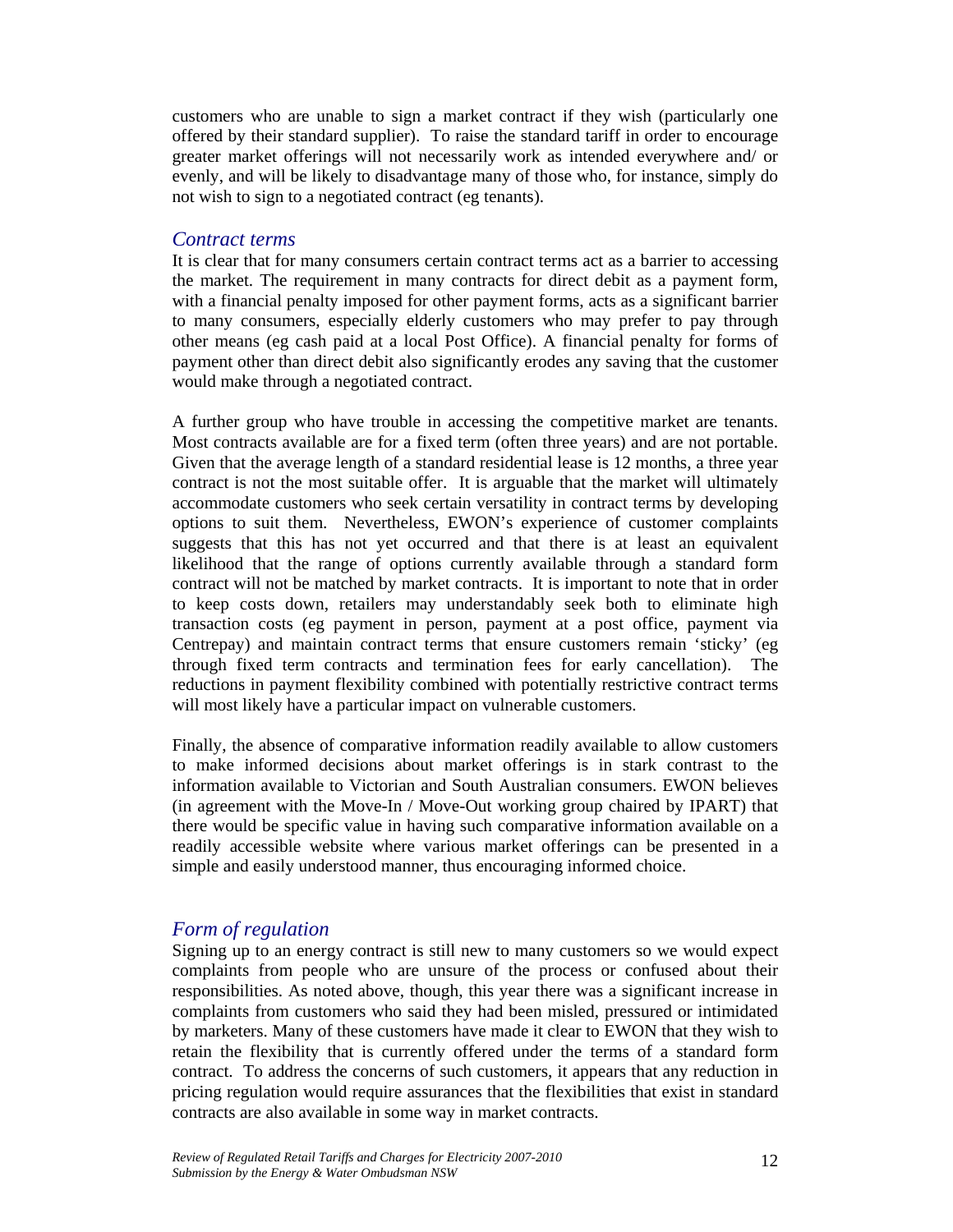customers who are unable to sign a market contract if they wish (particularly one offered by their standard supplier). To raise the standard tariff in order to encourage greater market offerings will not necessarily work as intended everywhere and/ or evenly, and will be likely to disadvantage many of those who, for instance, simply do not wish to sign to a negotiated contract (eg tenants).

### *Contract terms*

It is clear that for many consumers certain contract terms act as a barrier to accessing the market. The requirement in many contracts for direct debit as a payment form, with a financial penalty imposed for other payment forms, acts as a significant barrier to many consumers, especially elderly customers who may prefer to pay through other means (eg cash paid at a local Post Office). A financial penalty for forms of payment other than direct debit also significantly erodes any saving that the customer would make through a negotiated contract.

A further group who have trouble in accessing the competitive market are tenants. Most contracts available are for a fixed term (often three years) and are not portable. Given that the average length of a standard residential lease is 12 months, a three year contract is not the most suitable offer. It is arguable that the market will ultimately accommodate customers who seek certain versatility in contract terms by developing options to suit them. Nevertheless, EWON's experience of customer complaints suggests that this has not yet occurred and that there is at least an equivalent likelihood that the range of options currently available through a standard form contract will not be matched by market contracts. It is important to note that in order to keep costs down, retailers may understandably seek both to eliminate high transaction costs (eg payment in person, payment at a post office, payment via Centrepay) and maintain contract terms that ensure customers remain 'sticky' (eg through fixed term contracts and termination fees for early cancellation). The reductions in payment flexibility combined with potentially restrictive contract terms will most likely have a particular impact on vulnerable customers.

Finally, the absence of comparative information readily available to allow customers to make informed decisions about market offerings is in stark contrast to the information available to Victorian and South Australian consumers. EWON believes (in agreement with the Move-In / Move-Out working group chaired by IPART) that there would be specific value in having such comparative information available on a readily accessible website where various market offerings can be presented in a simple and easily understood manner, thus encouraging informed choice.

### *Form of regulation*

Signing up to an energy contract is still new to many customers so we would expect complaints from people who are unsure of the process or confused about their responsibilities. As noted above, though, this year there was a significant increase in complaints from customers who said they had been misled, pressured or intimidated by marketers. Many of these customers have made it clear to EWON that they wish to retain the flexibility that is currently offered under the terms of a standard form contract. To address the concerns of such customers, it appears that any reduction in pricing regulation would require assurances that the flexibilities that exist in standard contracts are also available in some way in market contracts.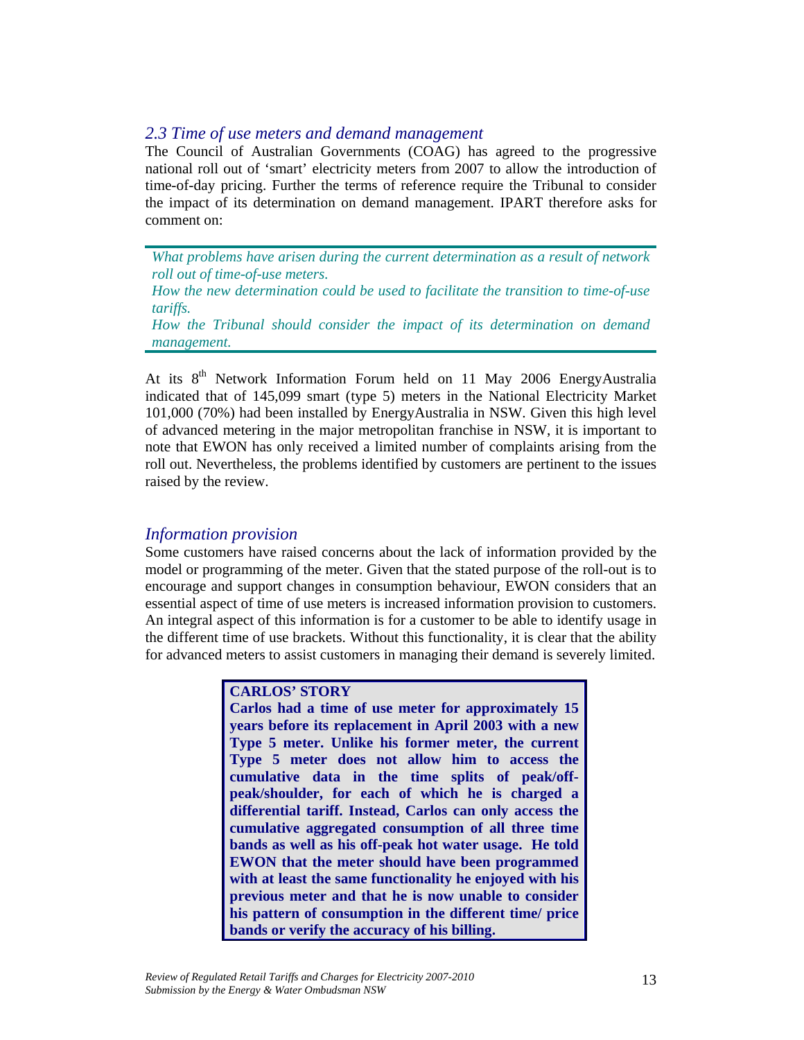## *2.3 Time of use meters and demand management*

The Council of Australian Governments (COAG) has agreed to the progressive national roll out of 'smart' electricity meters from 2007 to allow the introduction of time-of-day pricing. Further the terms of reference require the Tribunal to consider the impact of its determination on demand management. IPART therefore asks for comment on:

> *What problems have arisen during the current determination as a result of network roll out of time-of-use meters.*
> *How the new determination could be used to facilitate the transition to time-of-use tariffs.*
> *How the Tribunal should consider the impact of its determination on demand management.*

At its 8th Network Information Forum held on 11 May 2006 EnergyAustralia indicated that of 145,099 smart (type 5) meters in the National Electricity Market 101,000 (70%) had been installed by EnergyAustralia in NSW. Given this high level of advanced metering in the major metropolitan franchise in NSW, it is important to note that EWON has only received a limited number of complaints arising from the roll out. Nevertheless, the problems identified by customers are pertinent to the issues raised by the review.

### *Information provision*

Some customers have raised concerns about the lack of information provided by the model or programming of the meter. Given that the stated purpose of the roll-out is to encourage and support changes in consumption behaviour, EWON considers that an essential aspect of time of use meters is increased information provision to customers. An integral aspect of this information is for a customer to be able to identify usage in the different time of use brackets. Without this functionality, it is clear that the ability for advanced meters to assist customers in managing their demand is severely limited.

> **CARLOS' STORY**
> **Carlos had a time of use meter for approximately 15 years before its replacement in April 2003 with a new Type 5 meter. Unlike his former meter, the current Type 5 meter does not allow him to access the cumulative data in the time splits of peak/off-peak/shoulder, for each of which he is charged a differential tariff. Instead, Carlos can only access the cumulative aggregated consumption of all three time bands as well as his off-peak hot water usage. He told EWON that the meter should have been programmed with at least the same functionality he enjoyed with his previous meter and that he is now unable to consider his pattern of consumption in the different time/ price bands or verify the accuracy of his billing.**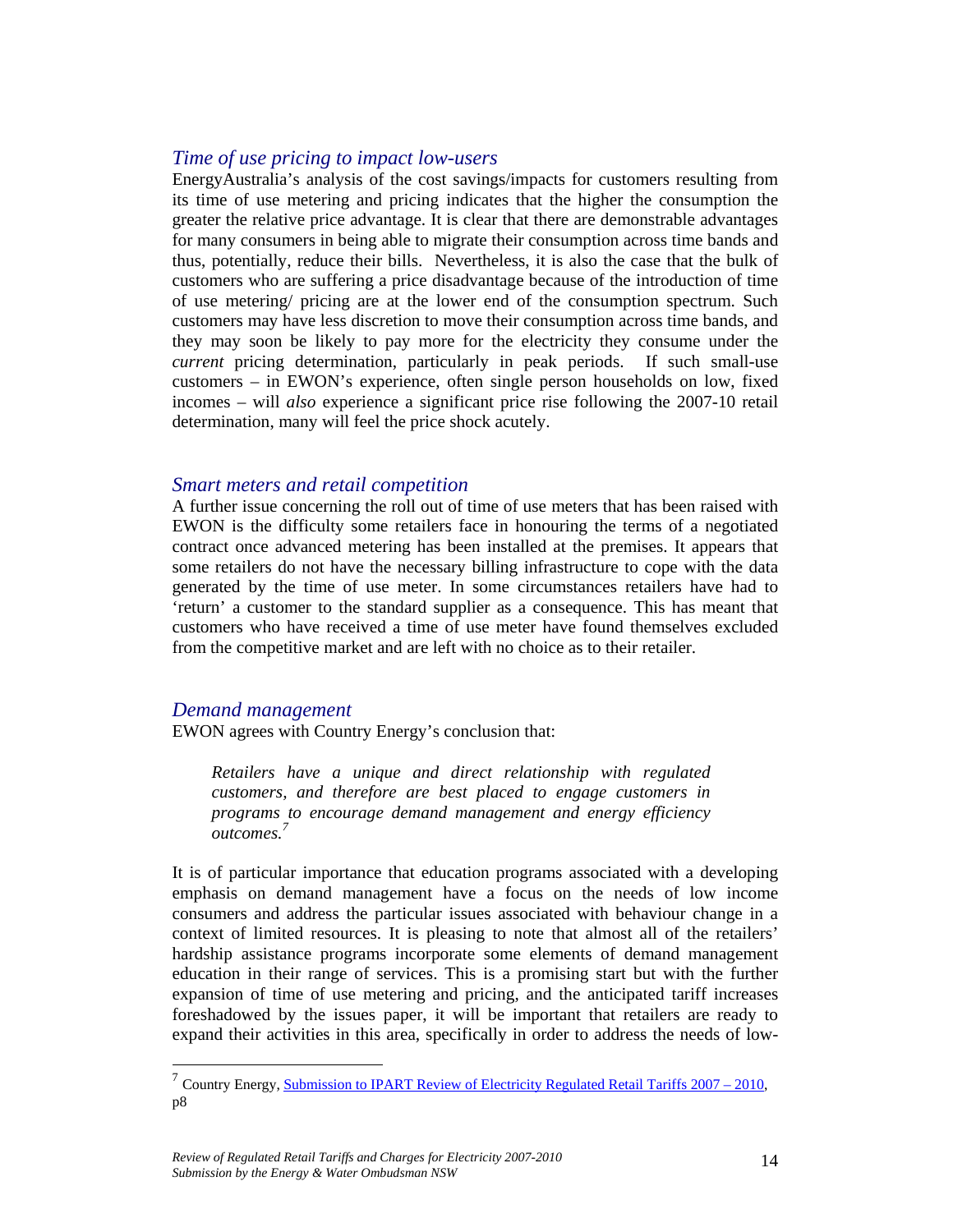## *Time of use pricing to impact low-users*

EnergyAustralia's analysis of the cost savings/impacts for customers resulting from its time of use metering and pricing indicates that the higher the consumption the greater the relative price advantage. It is clear that there are demonstrable advantages for many consumers in being able to migrate their consumption across time bands and thus, potentially, reduce their bills. Nevertheless, it is also the case that the bulk of customers who are suffering a price disadvantage because of the introduction of time of use metering/ pricing are at the lower end of the consumption spectrum. Such customers may have less discretion to move their consumption across time bands, and they may soon be likely to pay more for the electricity they consume under the *current* pricing determination, particularly in peak periods. If such small-use customers – in EWON's experience, often single person households on low, fixed incomes – will *also* experience a significant price rise following the 2007-10 retail determination, many will feel the price shock acutely.

## *Smart meters and retail competition*

A further issue concerning the roll out of time of use meters that has been raised with EWON is the difficulty some retailers face in honouring the terms of a negotiated contract once advanced metering has been installed at the premises. It appears that some retailers do not have the necessary billing infrastructure to cope with the data generated by the time of use meter. In some circumstances retailers have had to 'return' a customer to the standard supplier as a consequence. This has meant that customers who have received a time of use meter have found themselves excluded from the competitive market and are left with no choice as to their retailer.

## *Demand management*

EWON agrees with Country Energy's conclusion that:

> *Retailers have a unique and direct relationship with regulated customers, and therefore are best placed to engage customers in programs to encourage demand management and energy efficiency outcomes.*[7]

It is of particular importance that education programs associated with a developing emphasis on demand management have a focus on the needs of low income consumers and address the particular issues associated with behaviour change in a context of limited resources. It is pleasing to note that almost all of the retailers' hardship assistance programs incorporate some elements of demand management education in their range of services. This is a promising start but with the further expansion of time of use metering and pricing, and the anticipated tariff increases foreshadowed by the issues paper, it will be important that retailers are ready to expand their activities in this area, specifically in order to address the needs of low-

---

[7] Country Energy, Submission to IPART Review of Electricity Regulated Retail Tariffs 2007 – 2010, p8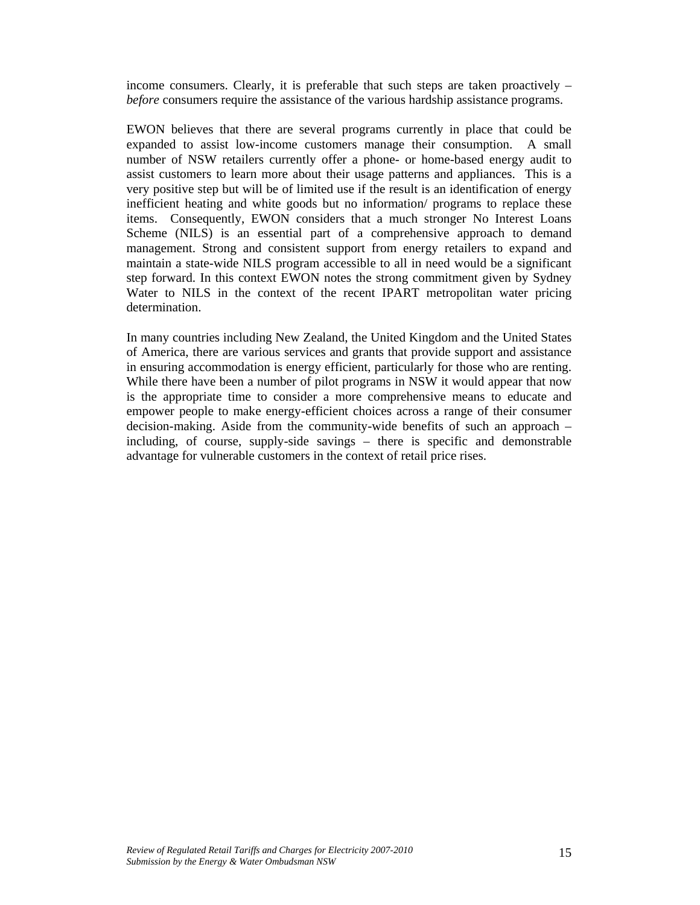income consumers. Clearly, it is preferable that such steps are taken proactively – *before* consumers require the assistance of the various hardship assistance programs.

EWON believes that there are several programs currently in place that could be expanded to assist low-income customers manage their consumption. A small number of NSW retailers currently offer a phone- or home-based energy audit to assist customers to learn more about their usage patterns and appliances. This is a very positive step but will be of limited use if the result is an identification of energy inefficient heating and white goods but no information/ programs to replace these items. Consequently, EWON considers that a much stronger No Interest Loans Scheme (NILS) is an essential part of a comprehensive approach to demand management. Strong and consistent support from energy retailers to expand and maintain a state-wide NILS program accessible to all in need would be a significant step forward. In this context EWON notes the strong commitment given by Sydney Water to NILS in the context of the recent IPART metropolitan water pricing determination.

In many countries including New Zealand, the United Kingdom and the United States of America, there are various services and grants that provide support and assistance in ensuring accommodation is energy efficient, particularly for those who are renting. While there have been a number of pilot programs in NSW it would appear that now is the appropriate time to consider a more comprehensive means to educate and empower people to make energy-efficient choices across a range of their consumer decision-making. Aside from the community-wide benefits of such an approach – including, of course, supply-side savings – there is specific and demonstrable advantage for vulnerable customers in the context of retail price rises.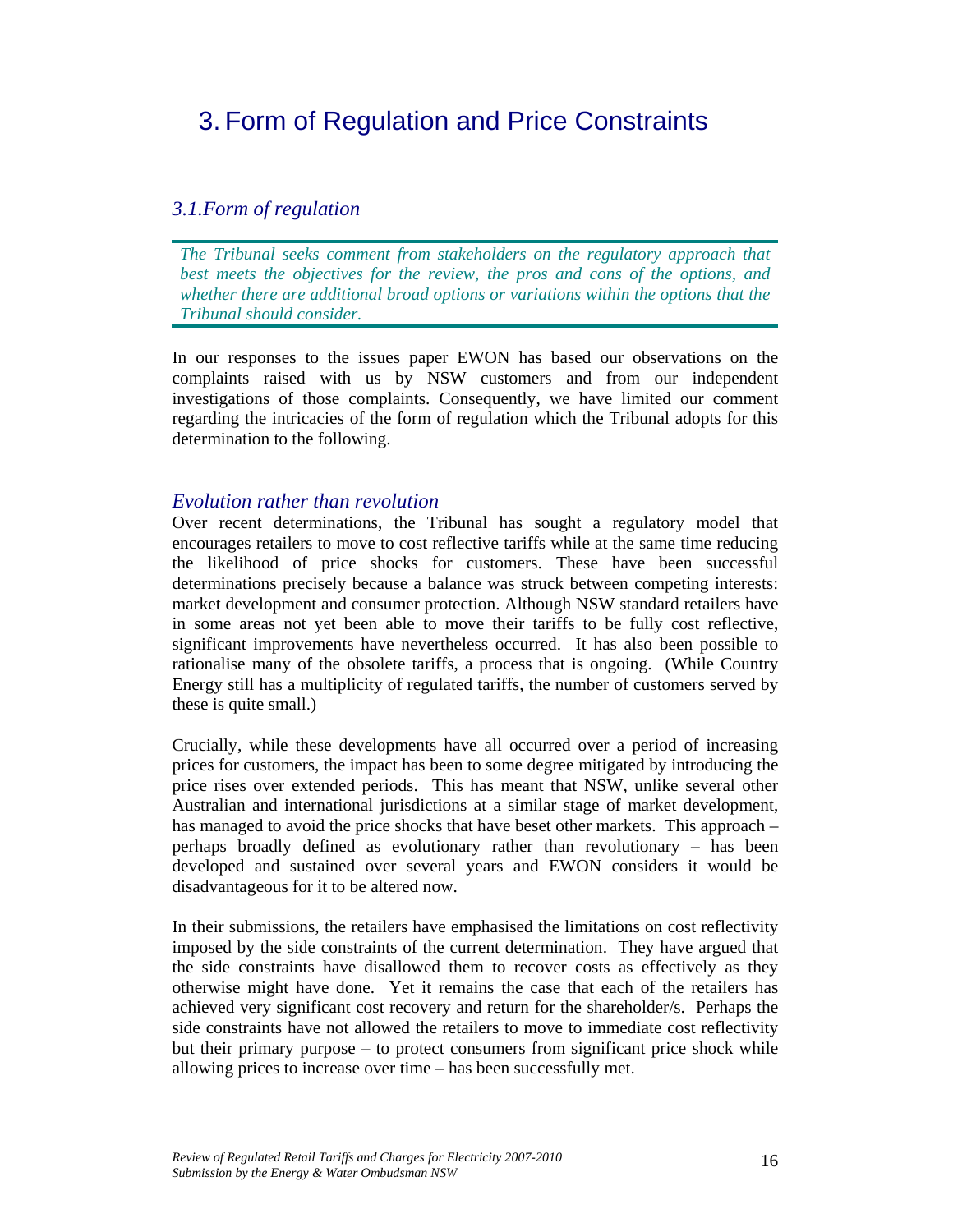# 3. Form of Regulation and Price Constraints

## *3.1.Form of regulation*

> *The Tribunal seeks comment from stakeholders on the regulatory approach that best meets the objectives for the review, the pros and cons of the options, and whether there are additional broad options or variations within the options that the Tribunal should consider.*

In our responses to the issues paper EWON has based our observations on the complaints raised with us by NSW customers and from our independent investigations of those complaints. Consequently, we have limited our comment regarding the intricacies of the form of regulation which the Tribunal adopts for this determination to the following.

### *Evolution rather than revolution*

Over recent determinations, the Tribunal has sought a regulatory model that encourages retailers to move to cost reflective tariffs while at the same time reducing the likelihood of price shocks for customers. These have been successful determinations precisely because a balance was struck between competing interests: market development and consumer protection. Although NSW standard retailers have in some areas not yet been able to move their tariffs to be fully cost reflective, significant improvements have nevertheless occurred. It has also been possible to rationalise many of the obsolete tariffs, a process that is ongoing. (While Country Energy still has a multiplicity of regulated tariffs, the number of customers served by these is quite small.)

Crucially, while these developments have all occurred over a period of increasing prices for customers, the impact has been to some degree mitigated by introducing the price rises over extended periods. This has meant that NSW, unlike several other Australian and international jurisdictions at a similar stage of market development, has managed to avoid the price shocks that have beset other markets. This approach – perhaps broadly defined as evolutionary rather than revolutionary – has been developed and sustained over several years and EWON considers it would be disadvantageous for it to be altered now.

In their submissions, the retailers have emphasised the limitations on cost reflectivity imposed by the side constraints of the current determination. They have argued that the side constraints have disallowed them to recover costs as effectively as they otherwise might have done. Yet it remains the case that each of the retailers has achieved very significant cost recovery and return for the shareholder/s. Perhaps the side constraints have not allowed the retailers to move to immediate cost reflectivity but their primary purpose – to protect consumers from significant price shock while allowing prices to increase over time – has been successfully met.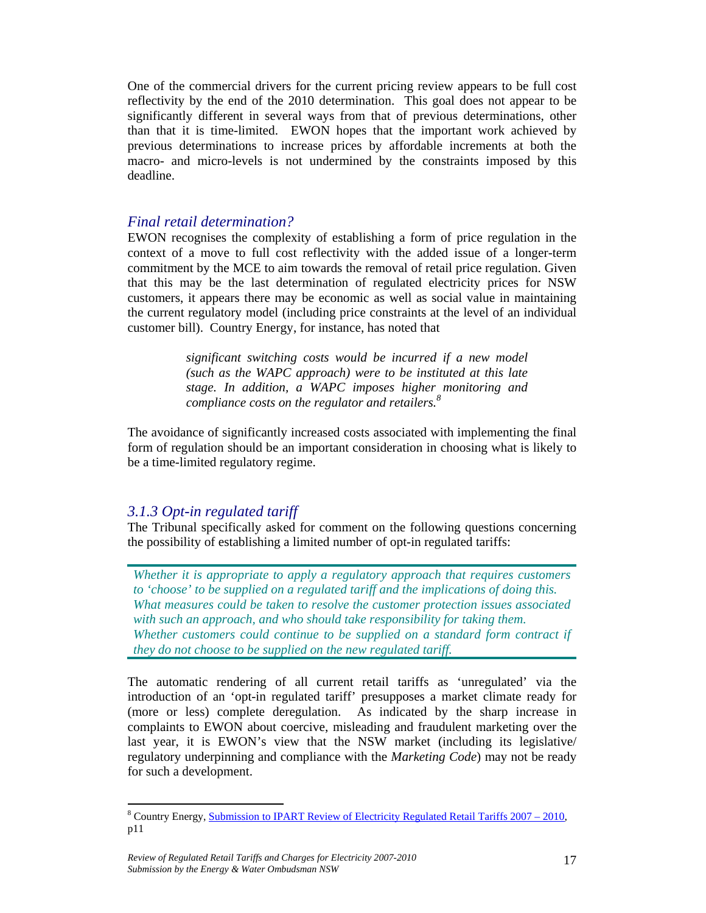One of the commercial drivers for the current pricing review appears to be full cost reflectivity by the end of the 2010 determination. This goal does not appear to be significantly different in several ways from that of previous determinations, other than that it is time-limited. EWON hopes that the important work achieved by previous determinations to increase prices by affordable increments at both the macro- and micro-levels is not undermined by the constraints imposed by this deadline.

### *Final retail determination?*

EWON recognises the complexity of establishing a form of price regulation in the context of a move to full cost reflectivity with the added issue of a longer-term commitment by the MCE to aim towards the removal of retail price regulation. Given that this may be the last determination of regulated electricity prices for NSW customers, it appears there may be economic as well as social value in maintaining the current regulatory model (including price constraints at the level of an individual customer bill). Country Energy, for instance, has noted that

> *significant switching costs would be incurred if a new model (such as the WAPC approach) were to be instituted at this late stage. In addition, a WAPC imposes higher monitoring and compliance costs on the regulator and retailers.*[8]

The avoidance of significantly increased costs associated with implementing the final form of regulation should be an important consideration in choosing what is likely to be a time-limited regulatory regime.

### *3.1.3 Opt-in regulated tariff*

The Tribunal specifically asked for comment on the following questions concerning the possibility of establishing a limited number of opt-in regulated tariffs:

> *Whether it is appropriate to apply a regulatory approach that requires customers to 'choose' to be supplied on a regulated tariff and the implications of doing this.*
> *What measures could be taken to resolve the customer protection issues associated with such an approach, and who should take responsibility for taking them.*
> *Whether customers could continue to be supplied on a standard form contract if they do not choose to be supplied on the new regulated tariff.*

The automatic rendering of all current retail tariffs as 'unregulated' via the introduction of an 'opt-in regulated tariff' presupposes a market climate ready for (more or less) complete deregulation. As indicated by the sharp increase in complaints to EWON about coercive, misleading and fraudulent marketing over the last year, it is EWON's view that the NSW market (including its legislative/ regulatory underpinning and compliance with the *Marketing Code*) may not be ready for such a development.

---

[8] Country Energy, Submission to IPART Review of Electricity Regulated Retail Tariffs 2007 – 2010, p11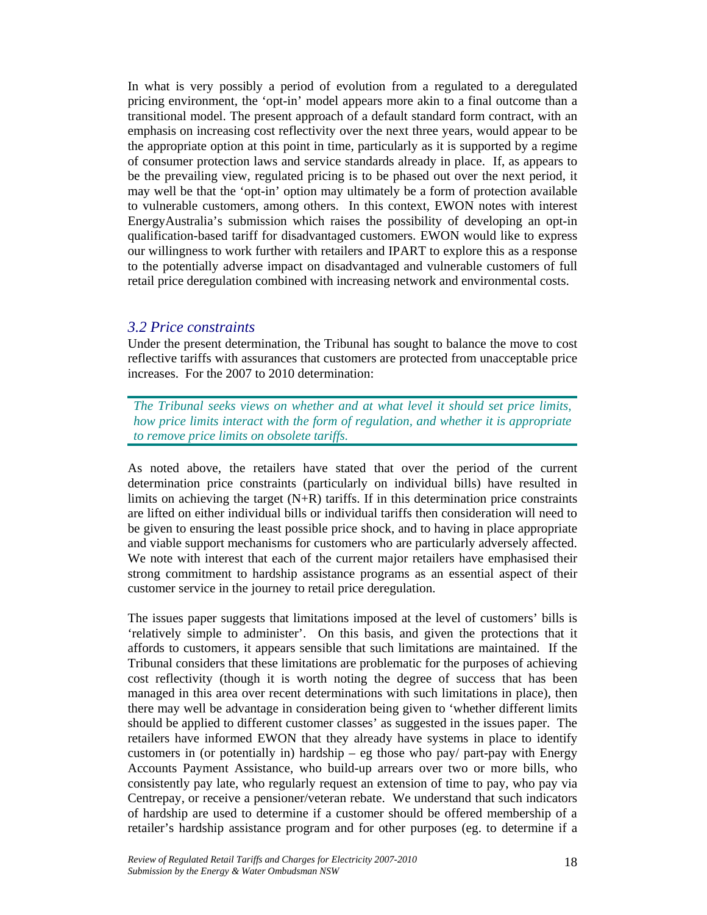In what is very possibly a period of evolution from a regulated to a deregulated pricing environment, the 'opt-in' model appears more akin to a final outcome than a transitional model. The present approach of a default standard form contract, with an emphasis on increasing cost reflectivity over the next three years, would appear to be the appropriate option at this point in time, particularly as it is supported by a regime of consumer protection laws and service standards already in place. If, as appears to be the prevailing view, regulated pricing is to be phased out over the next period, it may well be that the 'opt-in' option may ultimately be a form of protection available to vulnerable customers, among others. In this context, EWON notes with interest EnergyAustralia's submission which raises the possibility of developing an opt-in qualification-based tariff for disadvantaged customers. EWON would like to express our willingness to work further with retailers and IPART to explore this as a response to the potentially adverse impact on disadvantaged and vulnerable customers of full retail price deregulation combined with increasing network and environmental costs.

### *3.2 Price constraints*

Under the present determination, the Tribunal has sought to balance the move to cost reflective tariffs with assurances that customers are protected from unacceptable price increases. For the 2007 to 2010 determination:

> *The Tribunal seeks views on whether and at what level it should set price limits, how price limits interact with the form of regulation, and whether it is appropriate to remove price limits on obsolete tariffs.*

As noted above, the retailers have stated that over the period of the current determination price constraints (particularly on individual bills) have resulted in limits on achieving the target (N+R) tariffs. If in this determination price constraints are lifted on either individual bills or individual tariffs then consideration will need to be given to ensuring the least possible price shock, and to having in place appropriate and viable support mechanisms for customers who are particularly adversely affected. We note with interest that each of the current major retailers have emphasised their strong commitment to hardship assistance programs as an essential aspect of their customer service in the journey to retail price deregulation.

The issues paper suggests that limitations imposed at the level of customers' bills is 'relatively simple to administer'. On this basis, and given the protections that it affords to customers, it appears sensible that such limitations are maintained. If the Tribunal considers that these limitations are problematic for the purposes of achieving cost reflectivity (though it is worth noting the degree of success that has been managed in this area over recent determinations with such limitations in place), then there may well be advantage in consideration being given to 'whether different limits should be applied to different customer classes' as suggested in the issues paper. The retailers have informed EWON that they already have systems in place to identify customers in (or potentially in) hardship – eg those who pay/ part-pay with Energy Accounts Payment Assistance, who build-up arrears over two or more bills, who consistently pay late, who regularly request an extension of time to pay, who pay via Centrepay, or receive a pensioner/veteran rebate. We understand that such indicators of hardship are used to determine if a customer should be offered membership of a retailer's hardship assistance program and for other purposes (eg. to determine if a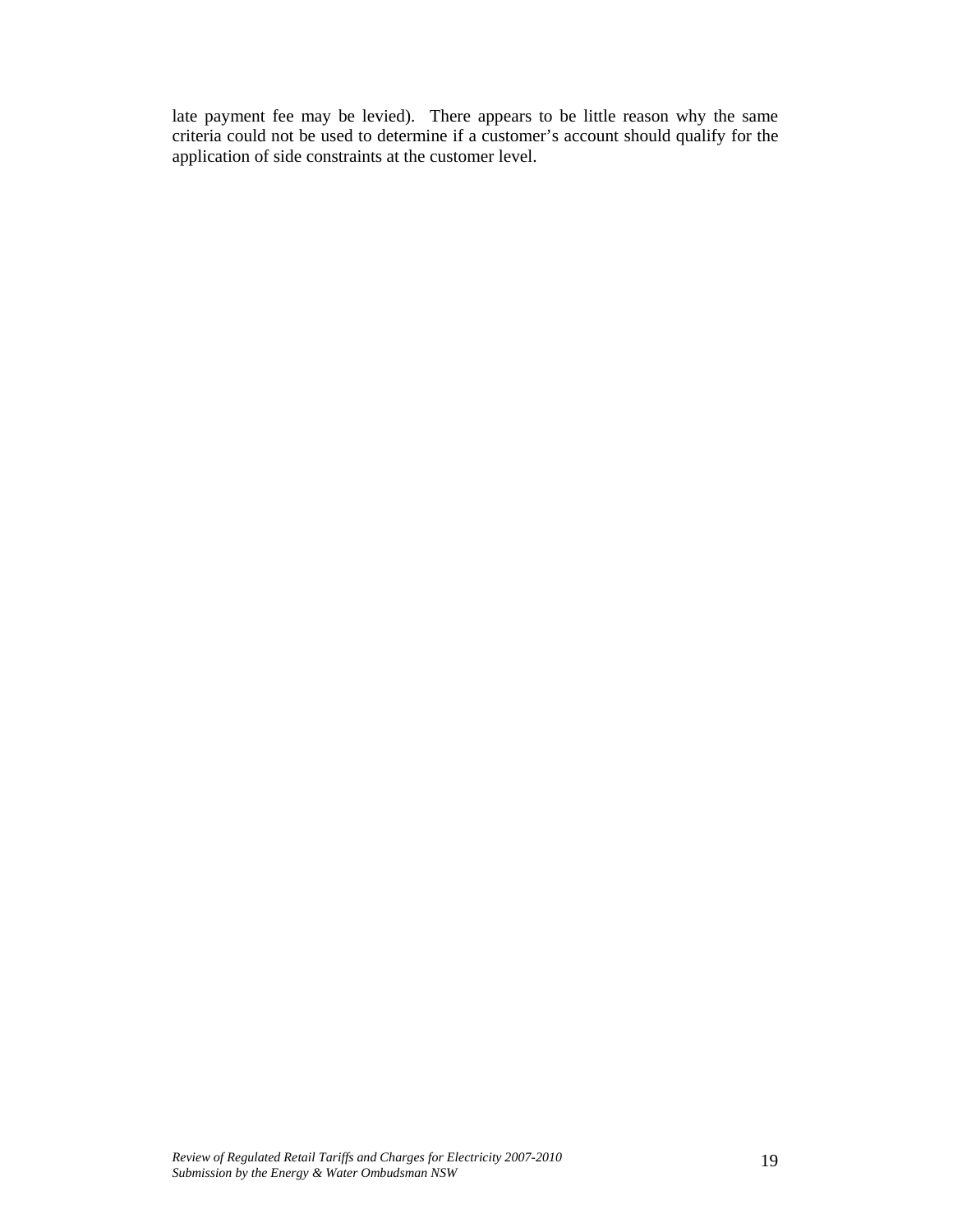late payment fee may be levied). There appears to be little reason why the same criteria could not be used to determine if a customer's account should qualify for the application of side constraints at the customer level.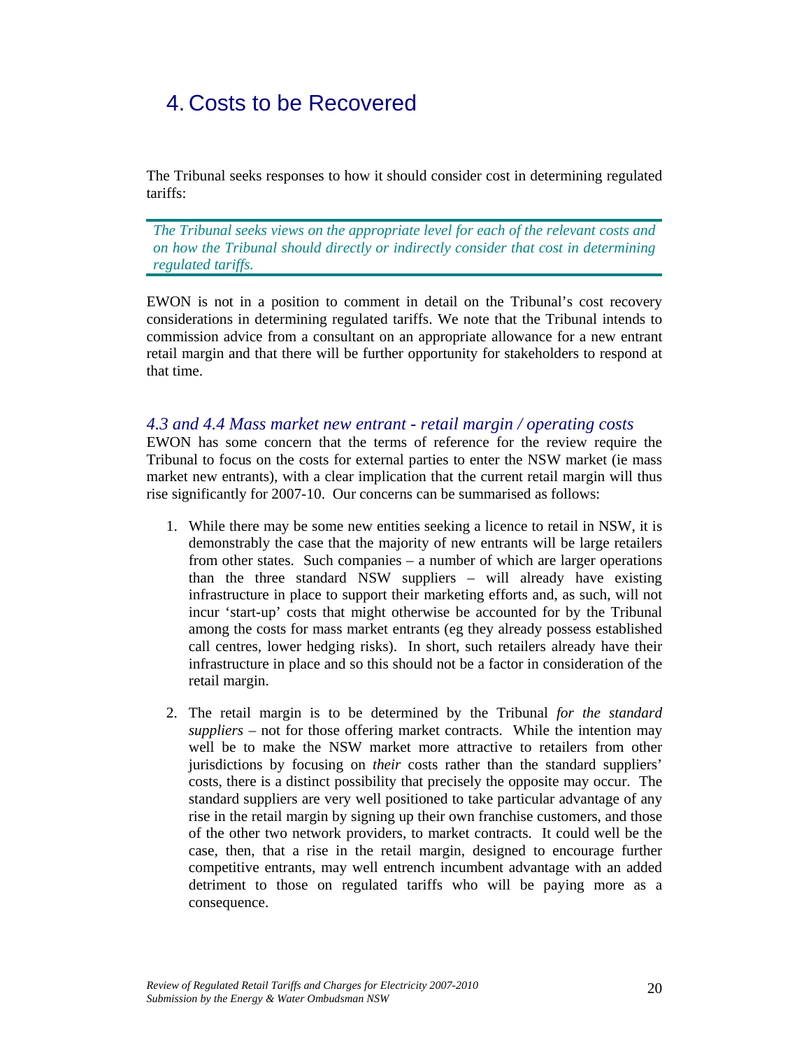# 4. Costs to be Recovered

The Tribunal seeks responses to how it should consider cost in determining regulated tariffs:

> *The Tribunal seeks views on the appropriate level for each of the relevant costs and on how the Tribunal should directly or indirectly consider that cost in determining regulated tariffs.*

EWON is not in a position to comment in detail on the Tribunal's cost recovery considerations in determining regulated tariffs. We note that the Tribunal intends to commission advice from a consultant on an appropriate allowance for a new entrant retail margin and that there will be further opportunity for stakeholders to respond at that time.

### *4.3 and 4.4 Mass market new entrant - retail margin / operating costs*

EWON has some concern that the terms of reference for the review require the Tribunal to focus on the costs for external parties to enter the NSW market (ie mass market new entrants), with a clear implication that the current retail margin will thus rise significantly for 2007-10. Our concerns can be summarised as follows:

1. While there may be some new entities seeking a licence to retail in NSW, it is demonstrably the case that the majority of new entrants will be large retailers from other states. Such companies – a number of which are larger operations than the three standard NSW suppliers – will already have existing infrastructure in place to support their marketing efforts and, as such, will not incur 'start-up' costs that might otherwise be accounted for by the Tribunal among the costs for mass market entrants (eg they already possess established call centres, lower hedging risks). In short, such retailers already have their infrastructure in place and so this should not be a factor in consideration of the retail margin.

2. The retail margin is to be determined by the Tribunal *for the standard suppliers* – not for those offering market contracts. While the intention may well be to make the NSW market more attractive to retailers from other jurisdictions by focusing on *their* costs rather than the standard suppliers' costs, there is a distinct possibility that precisely the opposite may occur. The standard suppliers are very well positioned to take particular advantage of any rise in the retail margin by signing up their own franchise customers, and those of the other two network providers, to market contracts. It could well be the case, then, that a rise in the retail margin, designed to encourage further competitive entrants, may well entrench incumbent advantage with an added detriment to those on regulated tariffs who will be paying more as a consequence.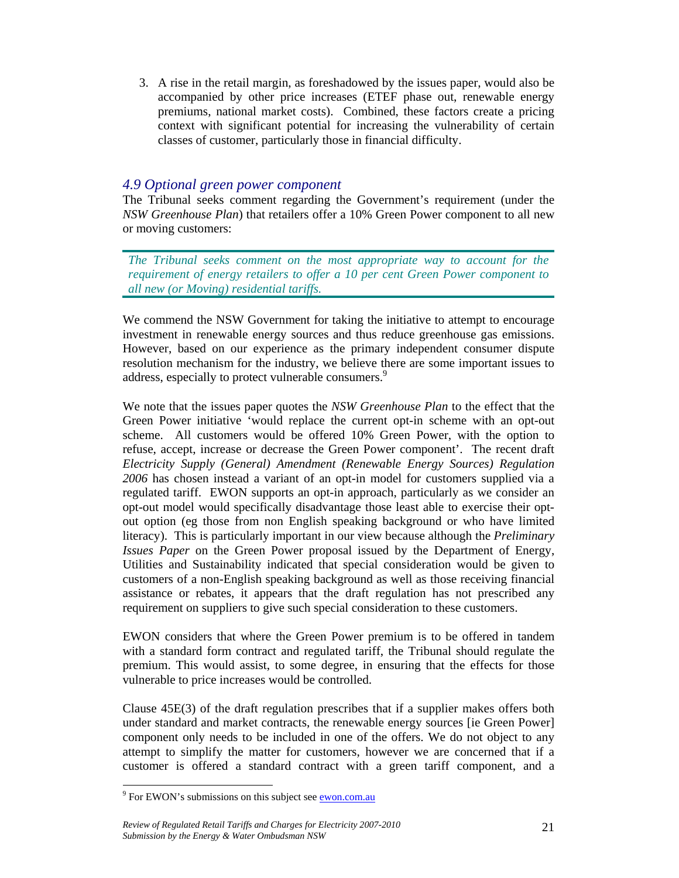3. A rise in the retail margin, as foreshadowed by the issues paper, would also be accompanied by other price increases (ETEF phase out, renewable energy premiums, national market costs). Combined, these factors create a pricing context with significant potential for increasing the vulnerability of certain classes of customer, particularly those in financial difficulty.

## *4.9 Optional green power component*

The Tribunal seeks comment regarding the Government's requirement (under the *NSW Greenhouse Plan*) that retailers offer a 10% Green Power component to all new or moving customers:

> *The Tribunal seeks comment on the most appropriate way to account for the requirement of energy retailers to offer a 10 per cent Green Power component to all new (or Moving) residential tariffs.*

We commend the NSW Government for taking the initiative to attempt to encourage investment in renewable energy sources and thus reduce greenhouse gas emissions. However, based on our experience as the primary independent consumer dispute resolution mechanism for the industry, we believe there are some important issues to address, especially to protect vulnerable consumers.[9]

We note that the issues paper quotes the *NSW Greenhouse Plan* to the effect that the Green Power initiative 'would replace the current opt-in scheme with an opt-out scheme. All customers would be offered 10% Green Power, with the option to refuse, accept, increase or decrease the Green Power component'. The recent draft *Electricity Supply (General) Amendment (Renewable Energy Sources) Regulation 2006* has chosen instead a variant of an opt-in model for customers supplied via a regulated tariff. EWON supports an opt-in approach, particularly as we consider an opt-out model would specifically disadvantage those least able to exercise their opt-out option (eg those from non English speaking background or who have limited literacy). This is particularly important in our view because although the *Preliminary Issues Paper* on the Green Power proposal issued by the Department of Energy, Utilities and Sustainability indicated that special consideration would be given to customers of a non-English speaking background as well as those receiving financial assistance or rebates, it appears that the draft regulation has not prescribed any requirement on suppliers to give such special consideration to these customers.

EWON considers that where the Green Power premium is to be offered in tandem with a standard form contract and regulated tariff, the Tribunal should regulate the premium. This would assist, to some degree, in ensuring that the effects for those vulnerable to price increases would be controlled.

Clause 45E(3) of the draft regulation prescribes that if a supplier makes offers both under standard and market contracts, the renewable energy sources [ie Green Power] component only needs to be included in one of the offers. We do not object to any attempt to simplify the matter for customers, however we are concerned that if a customer is offered a standard contract with a green tariff component, and a

---

[9] For EWON's submissions on this subject see ewon.com.au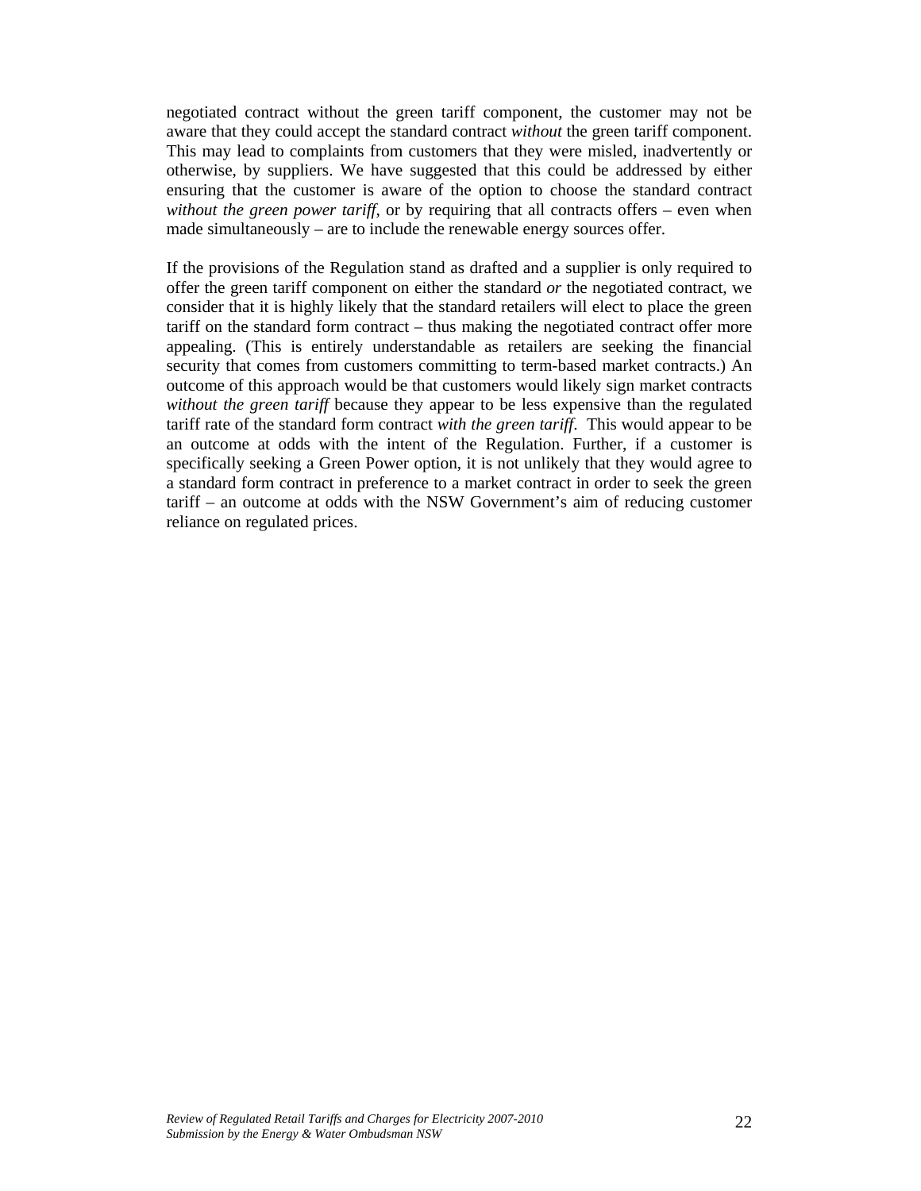negotiated contract without the green tariff component, the customer may not be aware that they could accept the standard contract *without* the green tariff component. This may lead to complaints from customers that they were misled, inadvertently or otherwise, by suppliers. We have suggested that this could be addressed by either ensuring that the customer is aware of the option to choose the standard contract *without the green power tariff*, or by requiring that all contracts offers – even when made simultaneously – are to include the renewable energy sources offer.

If the provisions of the Regulation stand as drafted and a supplier is only required to offer the green tariff component on either the standard *or* the negotiated contract, we consider that it is highly likely that the standard retailers will elect to place the green tariff on the standard form contract – thus making the negotiated contract offer more appealing. (This is entirely understandable as retailers are seeking the financial security that comes from customers committing to term-based market contracts.) An outcome of this approach would be that customers would likely sign market contracts *without the green tariff* because they appear to be less expensive than the regulated tariff rate of the standard form contract *with the green tariff*. This would appear to be an outcome at odds with the intent of the Regulation. Further, if a customer is specifically seeking a Green Power option, it is not unlikely that they would agree to a standard form contract in preference to a market contract in order to seek the green tariff – an outcome at odds with the NSW Government's aim of reducing customer reliance on regulated prices.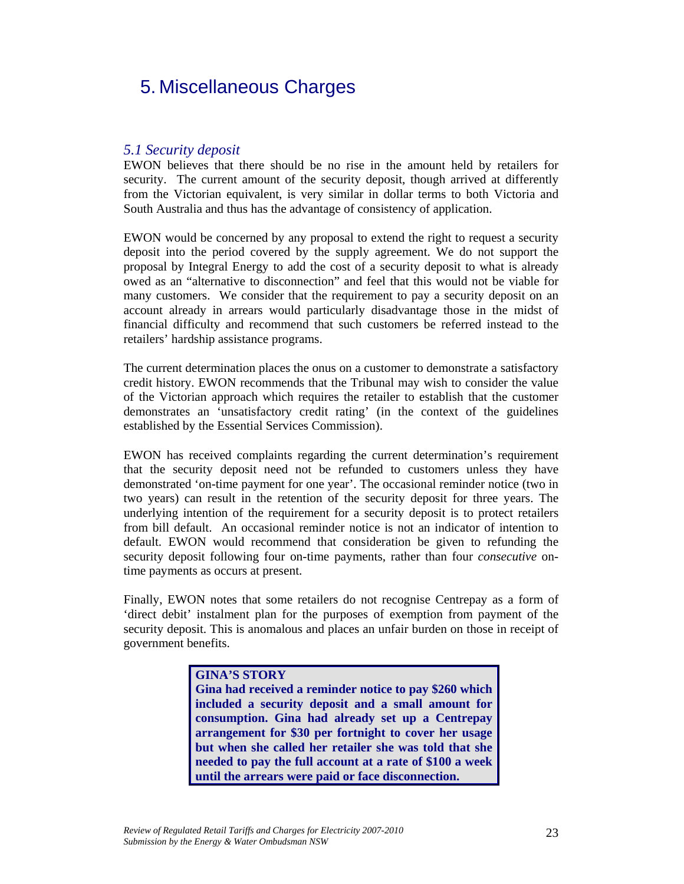# 5. Miscellaneous Charges

## *5.1 Security deposit*

EWON believes that there should be no rise in the amount held by retailers for security. The current amount of the security deposit, though arrived at differently from the Victorian equivalent, is very similar in dollar terms to both Victoria and South Australia and thus has the advantage of consistency of application.

EWON would be concerned by any proposal to extend the right to request a security deposit into the period covered by the supply agreement. We do not support the proposal by Integral Energy to add the cost of a security deposit to what is already owed as an "alternative to disconnection" and feel that this would not be viable for many customers. We consider that the requirement to pay a security deposit on an account already in arrears would particularly disadvantage those in the midst of financial difficulty and recommend that such customers be referred instead to the retailers' hardship assistance programs.

The current determination places the onus on a customer to demonstrate a satisfactory credit history. EWON recommends that the Tribunal may wish to consider the value of the Victorian approach which requires the retailer to establish that the customer demonstrates an 'unsatisfactory credit rating' (in the context of the guidelines established by the Essential Services Commission).

EWON has received complaints regarding the current determination's requirement that the security deposit need not be refunded to customers unless they have demonstrated 'on-time payment for one year'. The occasional reminder notice (two in two years) can result in the retention of the security deposit for three years. The underlying intention of the requirement for a security deposit is to protect retailers from bill default. An occasional reminder notice is not an indicator of intention to default. EWON would recommend that consideration be given to refunding the security deposit following four on-time payments, rather than four *consecutive* on-time payments as occurs at present.

Finally, EWON notes that some retailers do not recognise Centrepay as a form of 'direct debit' instalment plan for the purposes of exemption from payment of the security deposit. This is anomalous and places an unfair burden on those in receipt of government benefits.

> **GINA'S STORY**
> **Gina had received a reminder notice to pay $260 which included a security deposit and a small amount for consumption. Gina had already set up a Centrepay arrangement for $30 per fortnight to cover her usage but when she called her retailer she was told that she needed to pay the full account at a rate of $100 a week until the arrears were paid or face disconnection.**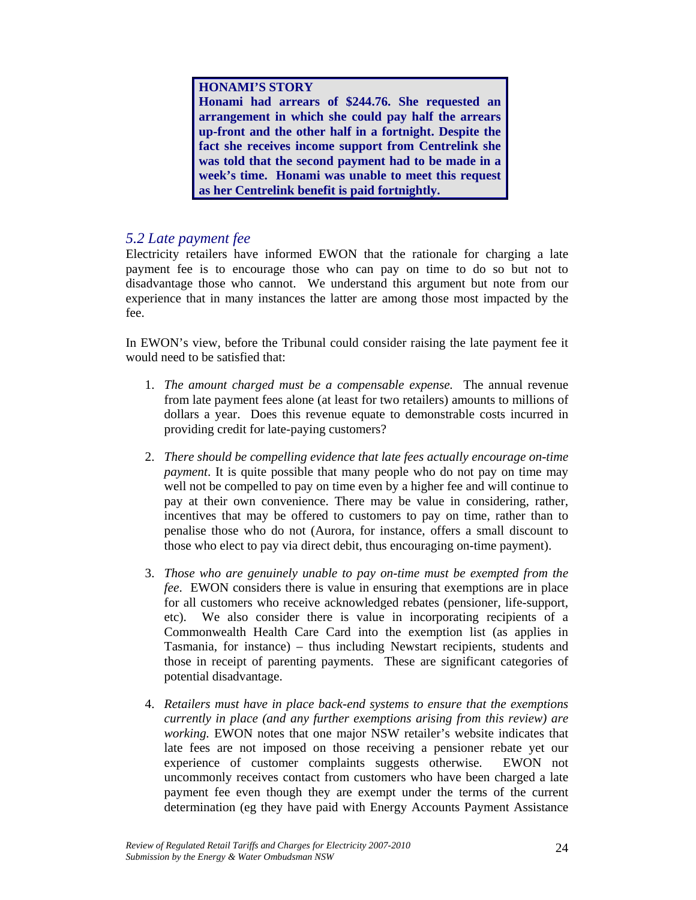**HONAMI'S STORY**
**Honami had arrears of $244.76. She requested an arrangement in which she could pay half the arrears up-front and the other half in a fortnight. Despite the fact she receives income support from Centrelink she was told that the second payment had to be made in a week's time. Honami was unable to meet this request as her Centrelink benefit is paid fortnightly.**

## *5.2 Late payment fee*

Electricity retailers have informed EWON that the rationale for charging a late payment fee is to encourage those who can pay on time to do so but not to disadvantage those who cannot. We understand this argument but note from our experience that in many instances the latter are among those most impacted by the fee.

In EWON's view, before the Tribunal could consider raising the late payment fee it would need to be satisfied that:

1. *The amount charged must be a compensable expense.* The annual revenue from late payment fees alone (at least for two retailers) amounts to millions of dollars a year. Does this revenue equate to demonstrable costs incurred in providing credit for late-paying customers?

2. *There should be compelling evidence that late fees actually encourage on-time payment*. It is quite possible that many people who do not pay on time may well not be compelled to pay on time even by a higher fee and will continue to pay at their own convenience. There may be value in considering, rather, incentives that may be offered to customers to pay on time, rather than to penalise those who do not (Aurora, for instance, offers a small discount to those who elect to pay via direct debit, thus encouraging on-time payment).

3. *Those who are genuinely unable to pay on-time must be exempted from the fee*. EWON considers there is value in ensuring that exemptions are in place for all customers who receive acknowledged rebates (pensioner, life-support, etc). We also consider there is value in incorporating recipients of a Commonwealth Health Care Card into the exemption list (as applies in Tasmania, for instance) – thus including Newstart recipients, students and those in receipt of parenting payments. These are significant categories of potential disadvantage.

4. *Retailers must have in place back-end systems to ensure that the exemptions currently in place (and any further exemptions arising from this review) are working.* EWON notes that one major NSW retailer's website indicates that late fees are not imposed on those receiving a pensioner rebate yet our experience of customer complaints suggests otherwise. EWON not uncommonly receives contact from customers who have been charged a late payment fee even though they are exempt under the terms of the current determination (eg they have paid with Energy Accounts Payment Assistance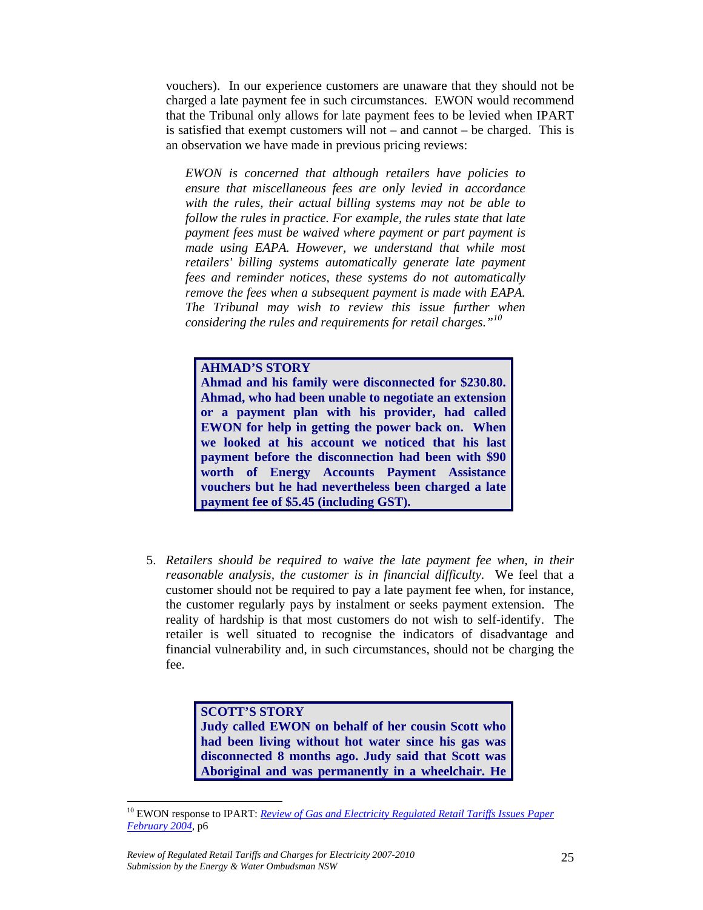vouchers). In our experience customers are unaware that they should not be charged a late payment fee in such circumstances. EWON would recommend that the Tribunal only allows for late payment fees to be levied when IPART is satisfied that exempt customers will not – and cannot – be charged. This is an observation we have made in previous pricing reviews:

> *EWON is concerned that although retailers have policies to ensure that miscellaneous fees are only levied in accordance with the rules, their actual billing systems may not be able to follow the rules in practice. For example, the rules state that late payment fees must be waived where payment or part payment is made using EAPA. However, we understand that while most retailers' billing systems automatically generate late payment fees and reminder notices, these systems do not automatically remove the fees when a subsequent payment is made with EAPA. The Tribunal may wish to review this issue further when considering the rules and requirements for retail charges."*[10]

> **AHMAD'S STORY**
> **Ahmad and his family were disconnected for $230.80. Ahmad, who had been unable to negotiate an extension or a payment plan with his provider, had called EWON for help in getting the power back on. When we looked at his account we noticed that his last payment before the disconnection had been with $90 worth of Energy Accounts Payment Assistance vouchers but he had nevertheless been charged a late payment fee of $5.45 (including GST).**

5. *Retailers should be required to waive the late payment fee when, in their reasonable analysis, the customer is in financial difficulty*. We feel that a customer should not be required to pay a late payment fee when, for instance, the customer regularly pays by instalment or seeks payment extension. The reality of hardship is that most customers do not wish to self-identify. The retailer is well situated to recognise the indicators of disadvantage and financial vulnerability and, in such circumstances, should not be charging the fee.

> **SCOTT'S STORY**
> **Judy called EWON on behalf of her cousin Scott who had been living without hot water since his gas was disconnected 8 months ago. Judy said that Scott was Aboriginal and was permanently in a wheelchair. He**

---

[10] EWON response to IPART: *Review of Gas and Electricity Regulated Retail Tariffs Issues Paper February 2004*, p6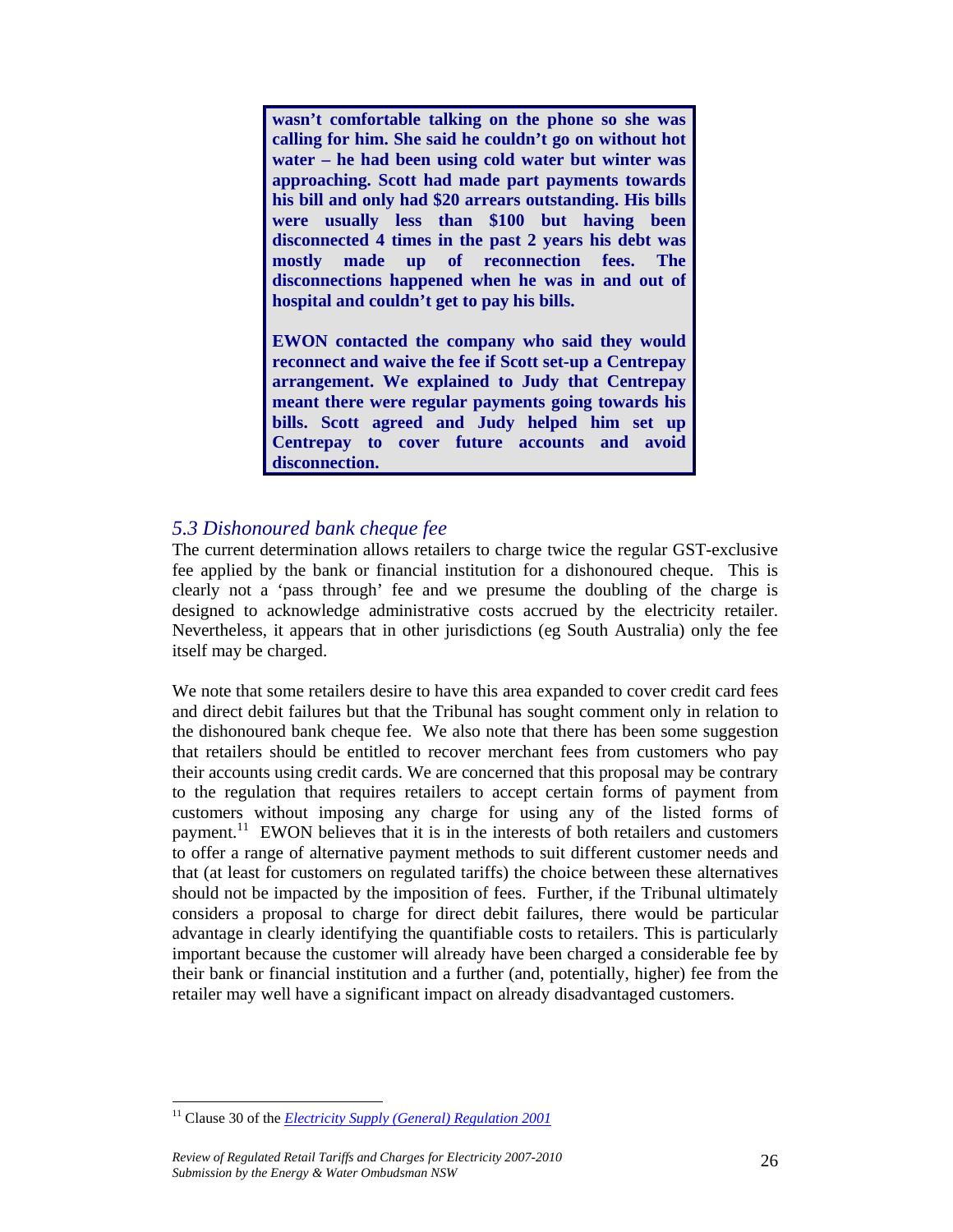**wasn't comfortable talking on the phone so she was calling for him. She said he couldn't go on without hot water – he had been using cold water but winter was approaching. Scott had made part payments towards his bill and only had $20 arrears outstanding. His bills were usually less than $100 but having been disconnected 4 times in the past 2 years his debt was mostly made up of reconnection fees. The disconnections happened when he was in and out of hospital and couldn't get to pay his bills.**

**EWON contacted the company who said they would reconnect and waive the fee if Scott set-up a Centrepay arrangement. We explained to Judy that Centrepay meant there were regular payments going towards his bills. Scott agreed and Judy helped him set up Centrepay to cover future accounts and avoid disconnection.**

### *5.3 Dishonoured bank cheque fee*

The current determination allows retailers to charge twice the regular GST-exclusive fee applied by the bank or financial institution for a dishonoured cheque. This is clearly not a 'pass through' fee and we presume the doubling of the charge is designed to acknowledge administrative costs accrued by the electricity retailer. Nevertheless, it appears that in other jurisdictions (eg South Australia) only the fee itself may be charged.

We note that some retailers desire to have this area expanded to cover credit card fees and direct debit failures but that the Tribunal has sought comment only in relation to the dishonoured bank cheque fee. We also note that there has been some suggestion that retailers should be entitled to recover merchant fees from customers who pay their accounts using credit cards. We are concerned that this proposal may be contrary to the regulation that requires retailers to accept certain forms of payment from customers without imposing any charge for using any of the listed forms of payment.[11] EWON believes that it is in the interests of both retailers and customers to offer a range of alternative payment methods to suit different customer needs and that (at least for customers on regulated tariffs) the choice between these alternatives should not be impacted by the imposition of fees. Further, if the Tribunal ultimately considers a proposal to charge for direct debit failures, there would be particular advantage in clearly identifying the quantifiable costs to retailers. This is particularly important because the customer will already have been charged a considerable fee by their bank or financial institution and a further (and, potentially, higher) fee from the retailer may well have a significant impact on already disadvantaged customers.

[11] Clause 30 of the *Electricity Supply (General) Regulation 2001*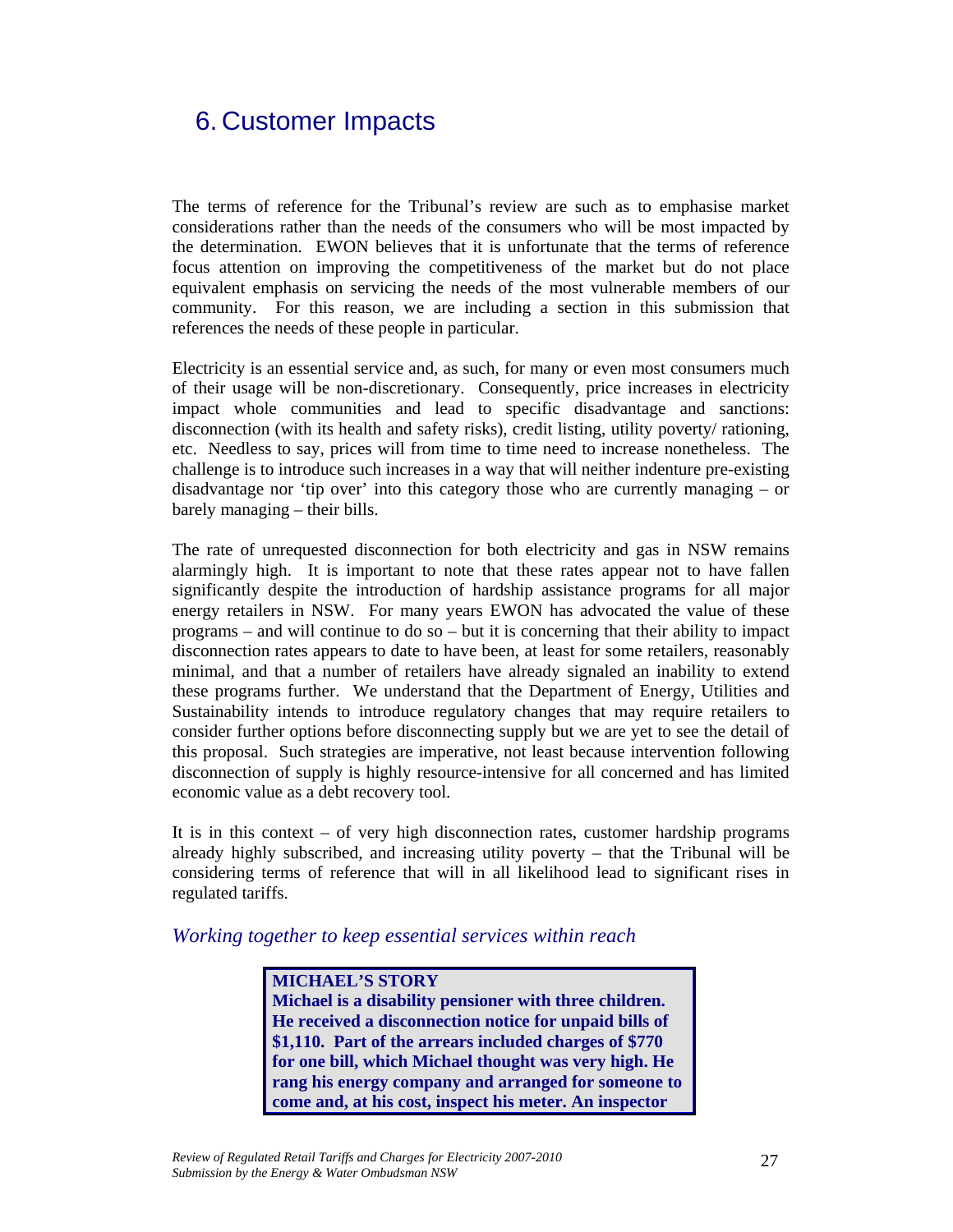# 6. Customer Impacts

The terms of reference for the Tribunal's review are such as to emphasise market considerations rather than the needs of the consumers who will be most impacted by the determination. EWON believes that it is unfortunate that the terms of reference focus attention on improving the competitiveness of the market but do not place equivalent emphasis on servicing the needs of the most vulnerable members of our community. For this reason, we are including a section in this submission that references the needs of these people in particular.

Electricity is an essential service and, as such, for many or even most consumers much of their usage will be non-discretionary. Consequently, price increases in electricity impact whole communities and lead to specific disadvantage and sanctions: disconnection (with its health and safety risks), credit listing, utility poverty/ rationing, etc. Needless to say, prices will from time to time need to increase nonetheless. The challenge is to introduce such increases in a way that will neither indenture pre-existing disadvantage nor 'tip over' into this category those who are currently managing – or barely managing – their bills.

The rate of unrequested disconnection for both electricity and gas in NSW remains alarmingly high. It is important to note that these rates appear not to have fallen significantly despite the introduction of hardship assistance programs for all major energy retailers in NSW. For many years EWON has advocated the value of these programs – and will continue to do so – but it is concerning that their ability to impact disconnection rates appears to date to have been, at least for some retailers, reasonably minimal, and that a number of retailers have already signaled an inability to extend these programs further. We understand that the Department of Energy, Utilities and Sustainability intends to introduce regulatory changes that may require retailers to consider further options before disconnecting supply but we are yet to see the detail of this proposal. Such strategies are imperative, not least because intervention following disconnection of supply is highly resource-intensive for all concerned and has limited economic value as a debt recovery tool.

It is in this context – of very high disconnection rates, customer hardship programs already highly subscribed, and increasing utility poverty – that the Tribunal will be considering terms of reference that will in all likelihood lead to significant rises in regulated tariffs.

*Working together to keep essential services within reach*

**MICHAEL'S STORY**
**Michael is a disability pensioner with three children. He received a disconnection notice for unpaid bills of $1,110. Part of the arrears included charges of $770 for one bill, which Michael thought was very high. He rang his energy company and arranged for someone to come and, at his cost, inspect his meter. An inspector**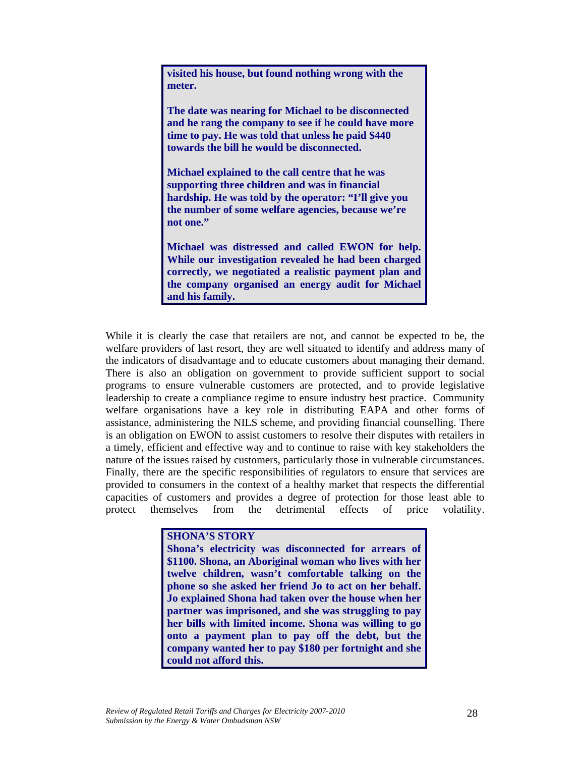**visited his house, but found nothing wrong with the meter.**

**The date was nearing for Michael to be disconnected and he rang the company to see if he could have more time to pay. He was told that unless he paid $440 towards the bill he would be disconnected.**

**Michael explained to the call centre that he was supporting three children and was in financial hardship. He was told by the operator: "I'll give you the number of some welfare agencies, because we're not one."**

**Michael was distressed and called EWON for help. While our investigation revealed he had been charged correctly, we negotiated a realistic payment plan and the company organised an energy audit for Michael and his family.**

While it is clearly the case that retailers are not, and cannot be expected to be, the welfare providers of last resort, they are well situated to identify and address many of the indicators of disadvantage and to educate customers about managing their demand. There is also an obligation on government to provide sufficient support to social programs to ensure vulnerable customers are protected, and to provide legislative leadership to create a compliance regime to ensure industry best practice. Community welfare organisations have a key role in distributing EAPA and other forms of assistance, administering the NILS scheme, and providing financial counselling. There is an obligation on EWON to assist customers to resolve their disputes with retailers in a timely, efficient and effective way and to continue to raise with key stakeholders the nature of the issues raised by customers, particularly those in vulnerable circumstances. Finally, there are the specific responsibilities of regulators to ensure that services are provided to consumers in the context of a healthy market that respects the differential capacities of customers and provides a degree of protection for those least able to protect themselves from the detrimental effects of price volatility.

**SHONA'S STORY**

**Shona's electricity was disconnected for arrears of $1100. Shona, an Aboriginal woman who lives with her twelve children, wasn't comfortable talking on the phone so she asked her friend Jo to act on her behalf. Jo explained Shona had taken over the house when her partner was imprisoned, and she was struggling to pay her bills with limited income. Shona was willing to go onto a payment plan to pay off the debt, but the company wanted her to pay $180 per fortnight and she could not afford this.**